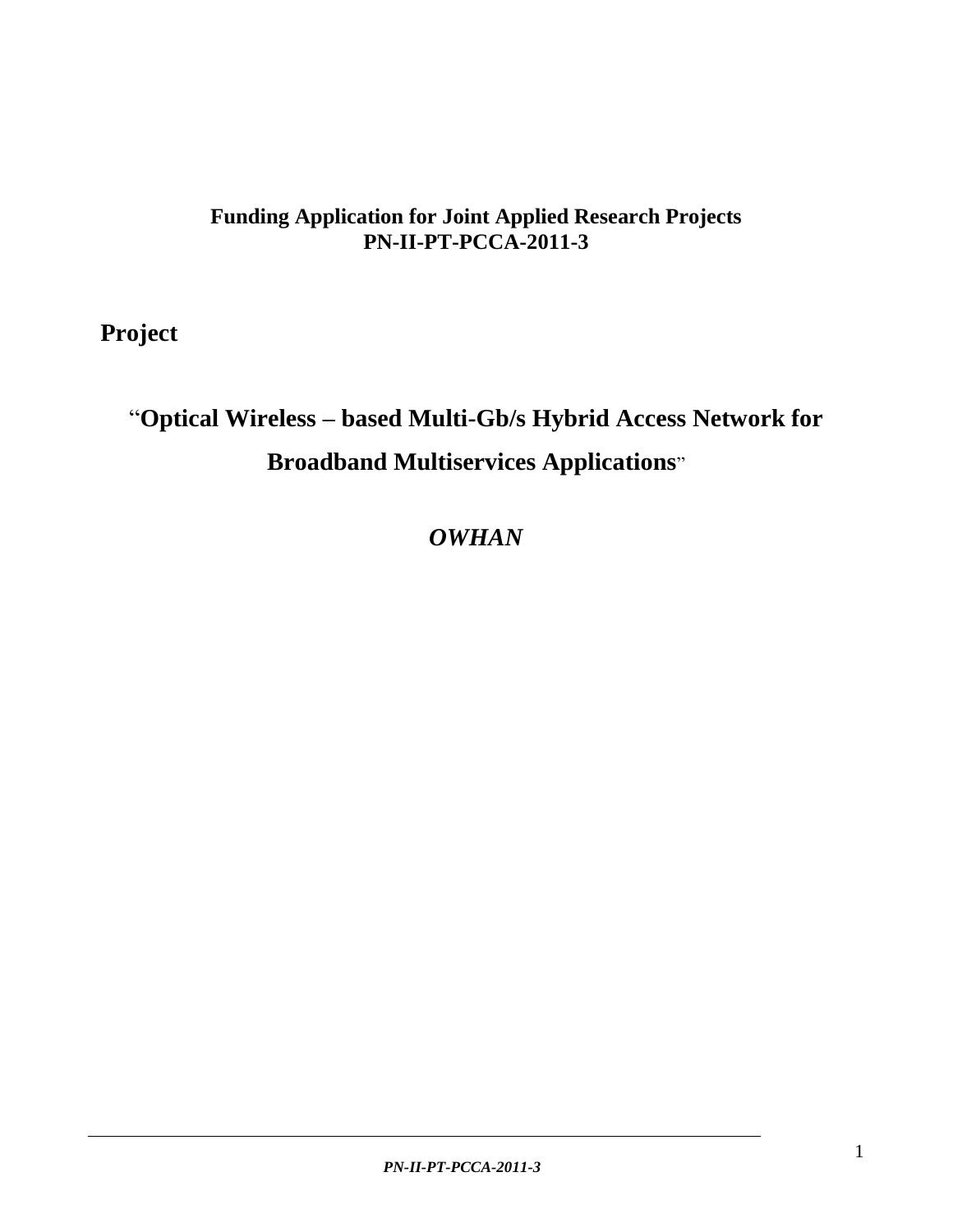**Funding Application for Joint Applied Research Projects**
**PN-II-PT-PCCA-2011-3**

**Project**

# "Optical Wireless – based Multi-Gb/s Hybrid Access Network for Broadband Multiservices Applications"

***OWHAN***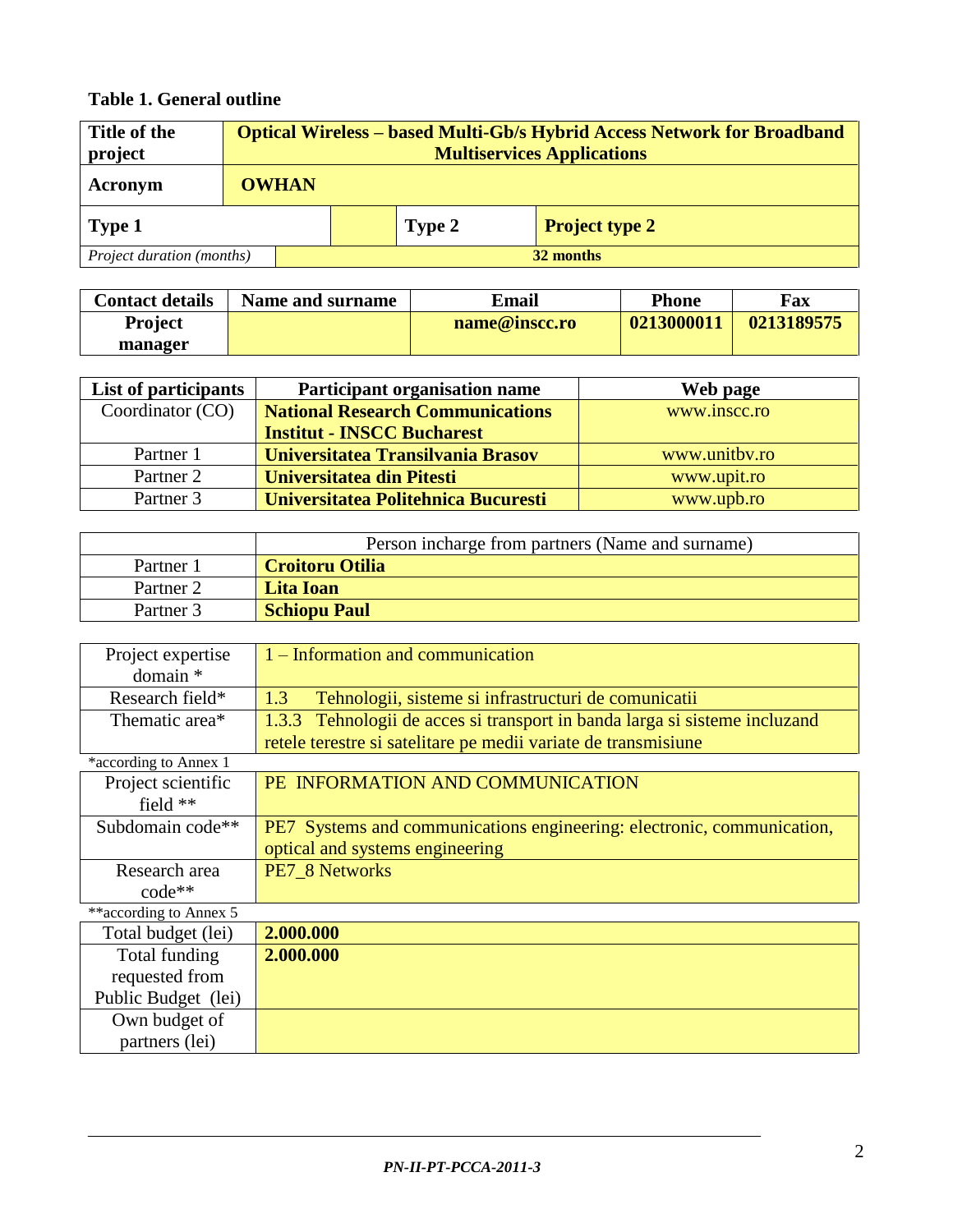**Table 1. General outline**

| **Title of the project** | **Optical Wireless – based Multi-Gb/s Hybrid Access Network for Broadband Multiservices Applications** | | |
|---|---|---|---|
| **Acronym** | **OWHAN** | | |
| **Type 1** | | **Type 2** | **Project type 2** |
| *Project duration (months)* | **32 months** | | |

| **Contact details** | **Name and surname** | **Email** | **Phone** | **Fax** |
|---|---|---|---|---|
| **Project manager** | | **name@inscc.ro** | **0213000011** | **0213189575** |

| **List of participants** | **Participant organisation name** | **Web page** |
|---|---|---|
| Coordinator (CO) | **National Research Communications Institut - INSCC Bucharest** | www.inscc.ro |
| Partner 1 | **Universitatea Transilvania Brasov** | www.unitbv.ro |
| Partner 2 | **Universitatea din Pitesti** | www.upit.ro |
| Partner 3 | **Universitatea Politehnica Bucuresti** | www.upb.ro |

| | Person incharge from partners (Name and surname) |
|---|---|
| Partner 1 | **Croitoru Otilia** |
| Partner 2 | **Lita Ioan** |
| Partner 3 | **Schiopu Paul** |

| | |
|---|---|
| Project expertise domain * | 1 – Information and communication |
| Research field* | 1.3 Tehnologii, sisteme si infrastructuri de comunicatii |
| Thematic area* | 1.3.3 Tehnologii de acces si transport in banda larga si sisteme incluzand retele terestre si satelitare pe medii variate de transmisiune |

*according to Annex 1

| | |
|---|---|
| Project scientific field ** | PE INFORMATION AND COMMUNICATION |
| Subdomain code** | PE7 Systems and communications engineering: electronic, communication, optical and systems engineering |
| Research area code** | PE7_8 Networks |

**according to Annex 5

| | |
|---|---|
| Total budget (lei) | **2.000.000** |
| Total funding requested from Public Budget (lei) | **2.000.000** |
| Own budget of partners (lei) | |

*PN-II-PT-PCCA-2011-3*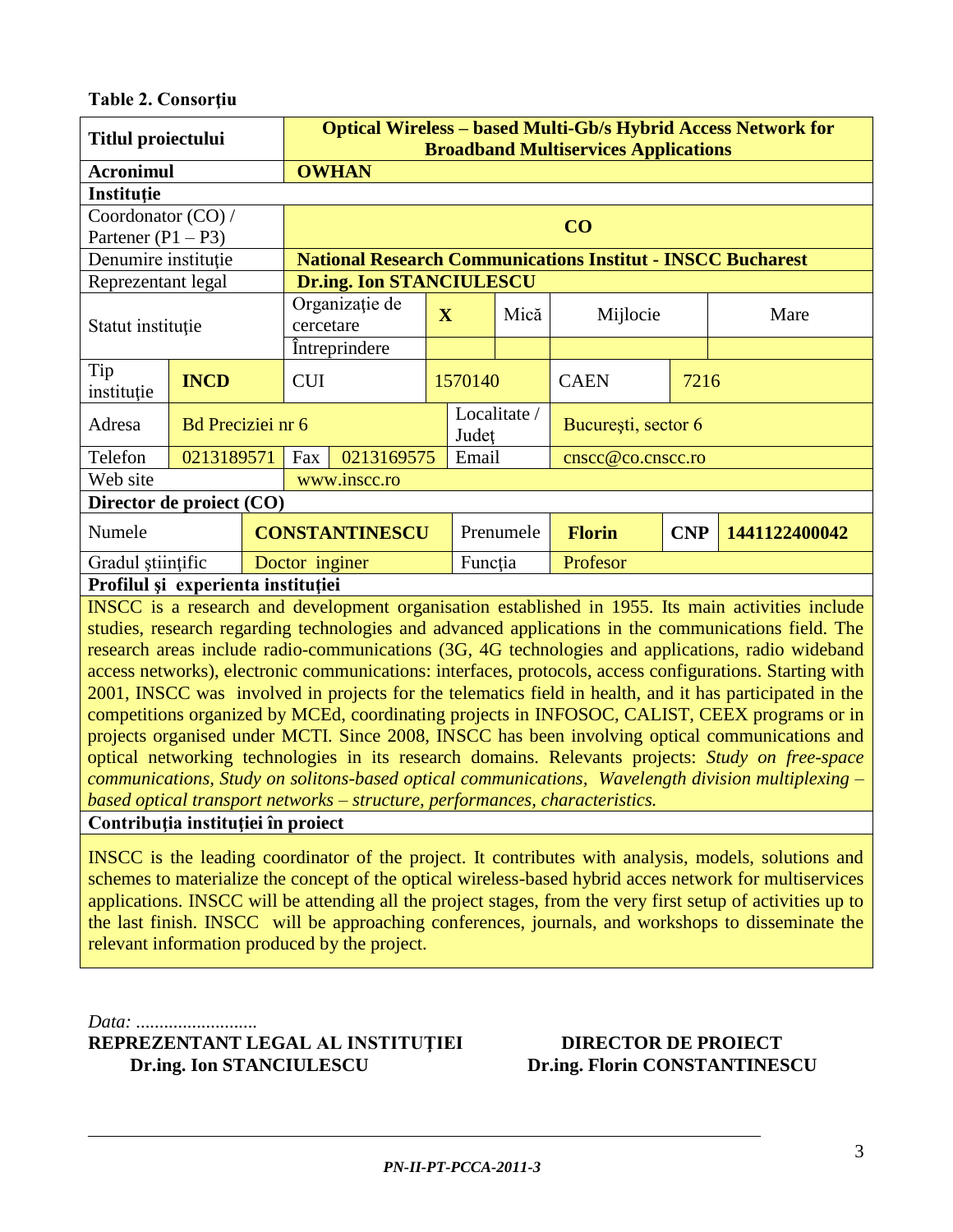**Table 2. Consorţiu**

| Titlul proiectului | | **Optical Wireless – based Multi-Gb/s Hybrid Access Network for Broadband Multiservices Applications** | | | | | | | |
|---|---|---|---|---|---|---|---|---|---|
| **Acronimul** | | **OWHAN** | | | | | | | |
| **Instituţie** | | | | | | | | | |
| Coordonator (CO) / Partener (P1 – P3) | | **CO** | | | | | | | |
| Denumire instituţie | | **National Research Communications Institut - INSCC Bucharest** | | | | | | | |
| Reprezentant legal | | **Dr.ing. Ion STANCIULESCU** | | | | | | | |
| Statut instituţie | | Organizaţie de cercetare | | **X** | Mică | Mijlocie | | Mare | |
| | | Întreprindere | | | | | | | |
| Tip instituţie | **INCD** | CUI | | 1570140 | | CAEN | 7216 | | |
| Adresa | Bd Preciziei nr 6 | | | Localitate / Judeţ | | Bucureşti, sector 6 | | | |
| Telefon | 0213189571 | Fax | 0213169575 | Email | | cnscc@co.cnscc.ro | | | |
| Web site | | www.inscc.ro | | | | | | | |
| **Director de proiect (CO)** | | | | | | | | | |
| Numele | | **CONSTANTINESCU** | | Prenumele | | **Florin** | **CNP** | **1441122400042** | |
| Gradul ştiinţific | | Doctor inginer | | Funcţia | | Profesor | | | |

**Profilul şi experienta instituţiei**

INSCC is a research and development organisation established in 1955. Its main activities include studies, research regarding technologies and advanced applications in the communications field. The research areas include radio-communications (3G, 4G technologies and applications, radio wideband access networks), electronic communications: interfaces, protocols, access configurations. Starting with 2001, INSCC was involved in projects for the telematics field in health, and it has participated in the competitions organized by MCEd, coordinating projects in INFOSOC, CALIST, CEEX programs or in projects organised under MCTI. Since 2008, INSCC has been involving optical communications and optical networking technologies in its research domains. Relevants projects: *Study on free-space communications, Study on solitons-based optical communications, Wavelength division multiplexing – based optical transport networks – structure, performances, characteristics.*

**Contribuţia instituţiei în proiect**

INSCC is the leading coordinator of the project. It contributes with analysis, models, solutions and schemes to materialize the concept of the optical wireless-based hybrid acces network for multiservices applications. INSCC will be attending all the project stages, from the very first setup of activities up to the last finish. INSCC will be approaching conferences, journals, and workshops to disseminate the relevant information produced by the project.

*Data: ..........................*

**REPREZENTANT LEGAL AL INSTITUŢIEI**
**Dr.ing. Ion STANCIULESCU**

**DIRECTOR DE PROIECT**
**Dr.ing. Florin CONSTANTINESCU**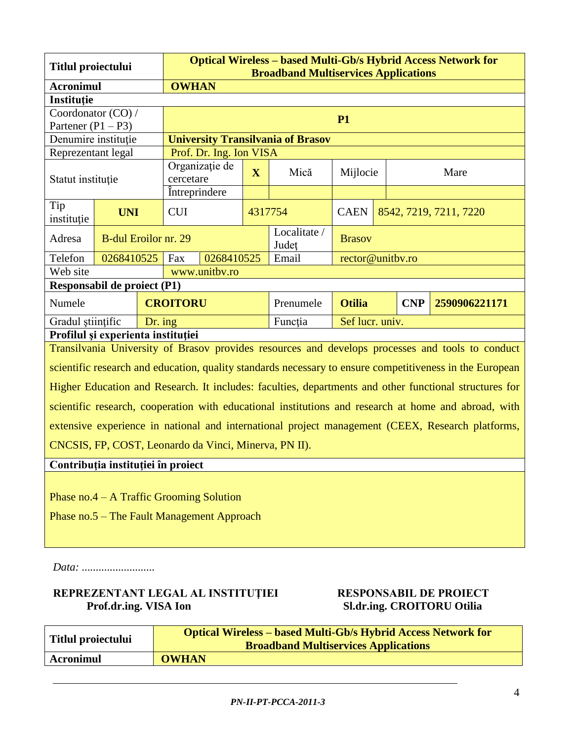| Titlul proiectului | **Optical Wireless – based Multi-Gb/s Hybrid Access Network for Broadband Multiservices Applications** | | | | | | | |
|---|---|---|---|---|---|---|---|---|
| **Acronimul** | **OWHAN** | | | | | | | |
| **Instituţie** | | | | | | | | |
| Coordonator (CO) / Partener (P1 – P3) | **P1** | | | | | | | |
| Denumire instituţie | **University Transilvania of Brasov** | | | | | | | |
| Reprezentant legal | Prof. Dr. Ing. Ion VISA | | | | | | | |
| Statut instituţie | Organizaţie de cercetare | **X** | Mică | Mijlocie | Mare | | | |
| | Întreprindere | | | | | | | |
| Tip instituţie | **UNI** | CUI | 4317754 | CAEN | 8542, 7219, 7211, 7220 | | | |
| Adresa | B-dul Eroilor nr. 29 | | Localitate / Judeţ | Brasov | | | | |
| Telefon | 0268410525 | Fax | 0268410525 | Email | rector@unitbv.ro | | | |
| Web site | www.unitbv.ro | | | | | | | |
| **Responsabil de proiect (P1)** | | | | | | | | |
| Numele | **CROITORU** | | Prenumele | **Otilia** | **CNP** | **2590906221171** | | |
| Gradul ştiinţific | Dr. ing | | Funcţia | Sef lucr. univ. | | | | |
| **Profilul şi experienta instituţiei** | | | | | | | | |
| Transilvania University of Brasov provides resources and develops processes and tools to conduct scientific research and education, quality standards necessary to ensure competitiveness in the European Higher Education and Research. It includes: faculties, departments and other functional structures for scientific research, cooperation with educational institutions and research at home and abroad, with extensive experience in national and international project management (CEEX, Research platforms, CNCSIS, FP, COST, Leonardo da Vinci, Minerva, PN II). | | | | | | | | |
| **Contribuţia instituţiei în proiect** | | | | | | | | |
| Phase no.4 – A Traffic Grooming Solution<br>Phase no.5 – The Fault Management Approach | | | | | | | | |

*Data: ..........................*

**REPREZENTANT LEGAL AL INSTITUŢIEI**
**Prof.dr.ing. VISA Ion**

**RESPONSABIL DE PROIECT**
**Sl.dr.ing. CROITORU Otilia**

| Titlul proiectului | **Optical Wireless – based Multi-Gb/s Hybrid Access Network for Broadband Multiservices Applications** |
|---|---|
| **Acronimul** | **OWHAN** |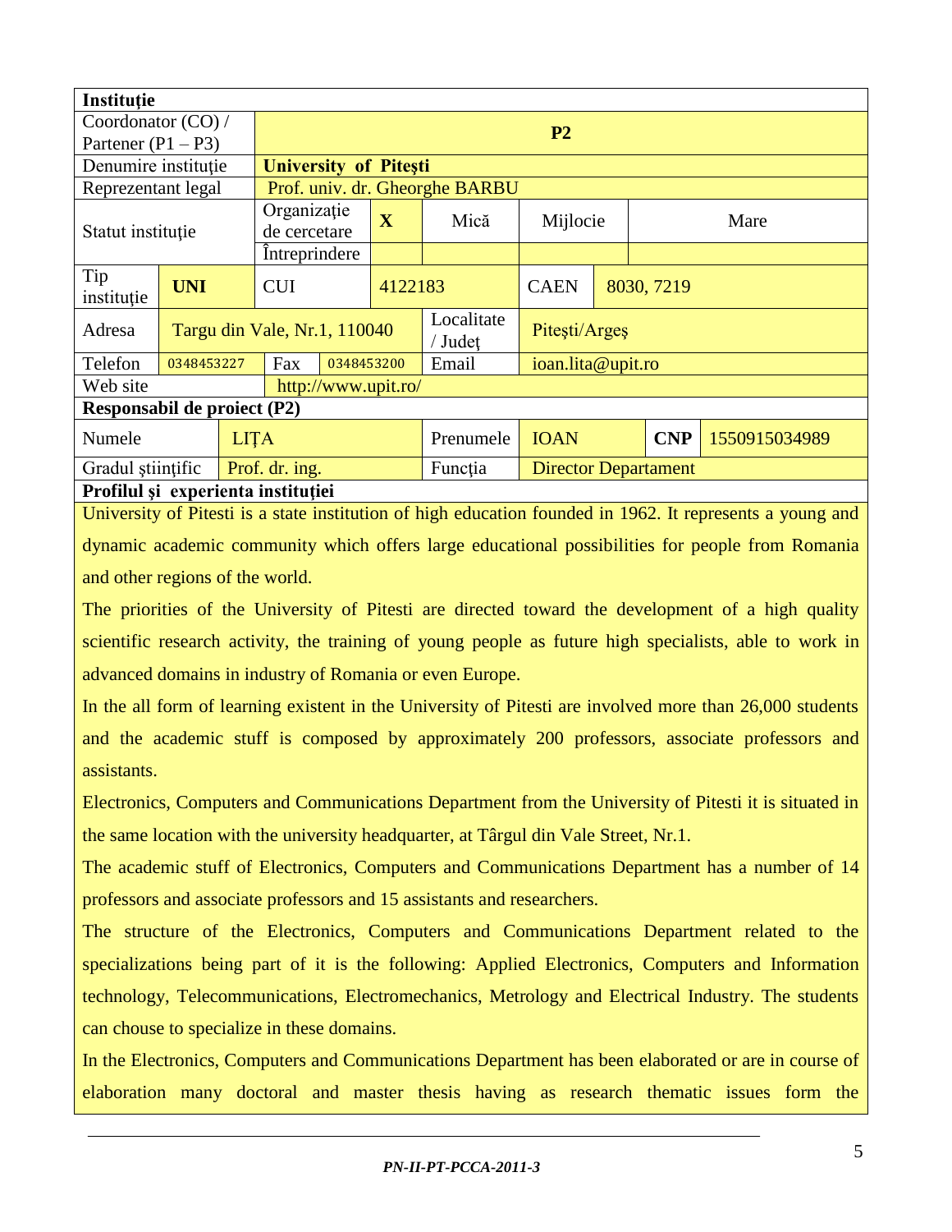| **Instituţie** | | | | | | | | | | |
|---|---|---|---|---|---|---|---|---|---|---|
| Coordonator (CO) / Partener (P1 – P3) | | **P2** | | | | | | | | |
| Denumire instituţie | | **University of Piteşti** | | | | | | | | |
| Reprezentant legal | | Prof. univ. dr. Gheorghe BARBU | | | | | | | | |
| Statut instituţie | | Organizaţie de cercetare | **X** | Mică | Mijlocie | | Mare | | | |
| | | Întreprindere | | | | | | | | |
| Tip instituţie | **UNI** | CUI | 4122183 | | CAEN | 8030, 7219 | | | | |
| Adresa | Targu din Vale, Nr.1, 110040 | | | Localitate / Judeţ | Piteşti/Argeş | | | | | |
| Telefon | 0348453227 | Fax | 0348453200 | Email | ioan.lita@upit.ro | | | | | |
| Web site | | http://www.upit.ro/ | | | | | | | | |
| **Responsabil de proiect (P2)** | | | | | | | | | | |
| Numele | LIŢA | | | Prenumele | IOAN | | **CNP** | 1550915034989 | | |
| Gradul ştiinţific | Prof. dr. ing. | | | Funcţia | Director Departament | | | | | |
| **Profilul şi experienta instituţiei** | | | | | | | | | | |

University of Pitesti is a state institution of high education founded in 1962. It represents a young and dynamic academic community which offers large educational possibilities for people from Romania and other regions of the world.

The priorities of the University of Pitesti are directed toward the development of a high quality scientific research activity, the training of young people as future high specialists, able to work in advanced domains in industry of Romania or even Europe.

In the all form of learning existent in the University of Pitesti are involved more than 26,000 students and the academic stuff is composed by approximately 200 professors, associate professors and assistants.

Electronics, Computers and Communications Department from the University of Pitesti it is situated in the same location with the university headquarter, at Târgul din Vale Street, Nr.1.

The academic stuff of Electronics, Computers and Communications Department has a number of 14 professors and associate professors and 15 assistants and researchers.

The structure of the Electronics, Computers and Communications Department related to the specializations being part of it is the following: Applied Electronics, Computers and Information technology, Telecommunications, Electromechanics, Metrology and Electrical Industry. The students can chouse to specialize in these domains.

In the Electronics, Computers and Communications Department has been elaborated or are in course of elaboration many doctoral and master thesis having as research thematic issues form the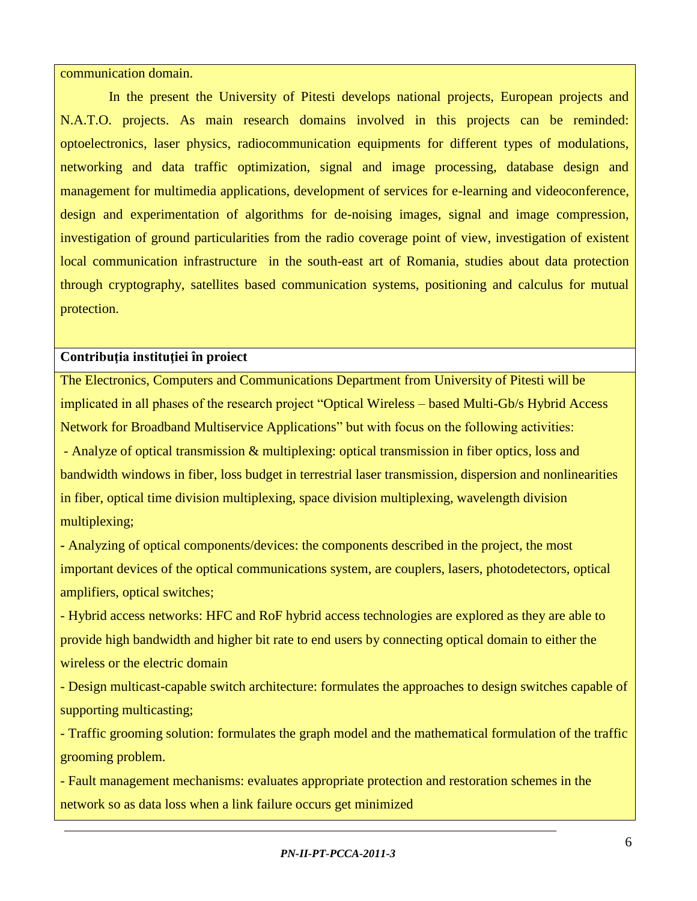communication domain.

In the present the University of Pitesti develops national projects, European projects and N.A.T.O. projects. As main research domains involved in this projects can be reminded: optoelectronics, laser physics, radiocommunication equipments for different types of modulations, networking and data traffic optimization, signal and image processing, database design and management for multimedia applications, development of services for e-learning and videoconference, design and experimentation of algorithms for de-noising images, signal and image compression, investigation of ground particularities from the radio coverage point of view, investigation of existent local communication infrastructure in the south-east art of Romania, studies about data protection through cryptography, satellites based communication systems, positioning and calculus for mutual protection.

**Contribuția instituției în proiect**

The Electronics, Computers and Communications Department from University of Pitesti will be implicated in all phases of the research project "Optical Wireless – based Multi-Gb/s Hybrid Access Network for Broadband Multiservice Applications" but with focus on the following activities:

- Analyze of optical transmission & multiplexing: optical transmission in fiber optics, loss and bandwidth windows in fiber, loss budget in terrestrial laser transmission, dispersion and nonlinearities in fiber, optical time division multiplexing, space division multiplexing, wavelength division multiplexing;
- Analyzing of optical components/devices: the components described in the project, the most important devices of the optical communications system, are couplers, lasers, photodetectors, optical amplifiers, optical switches;
- Hybrid access networks: HFC and RoF hybrid access technologies are explored as they are able to provide high bandwidth and higher bit rate to end users by connecting optical domain to either the wireless or the electric domain
- Design multicast-capable switch architecture: formulates the approaches to design switches capable of supporting multicasting;
- Traffic grooming solution: formulates the graph model and the mathematical formulation of the traffic grooming problem.
- Fault management mechanisms: evaluates appropriate protection and restoration schemes in the network so as data loss when a link failure occurs get minimized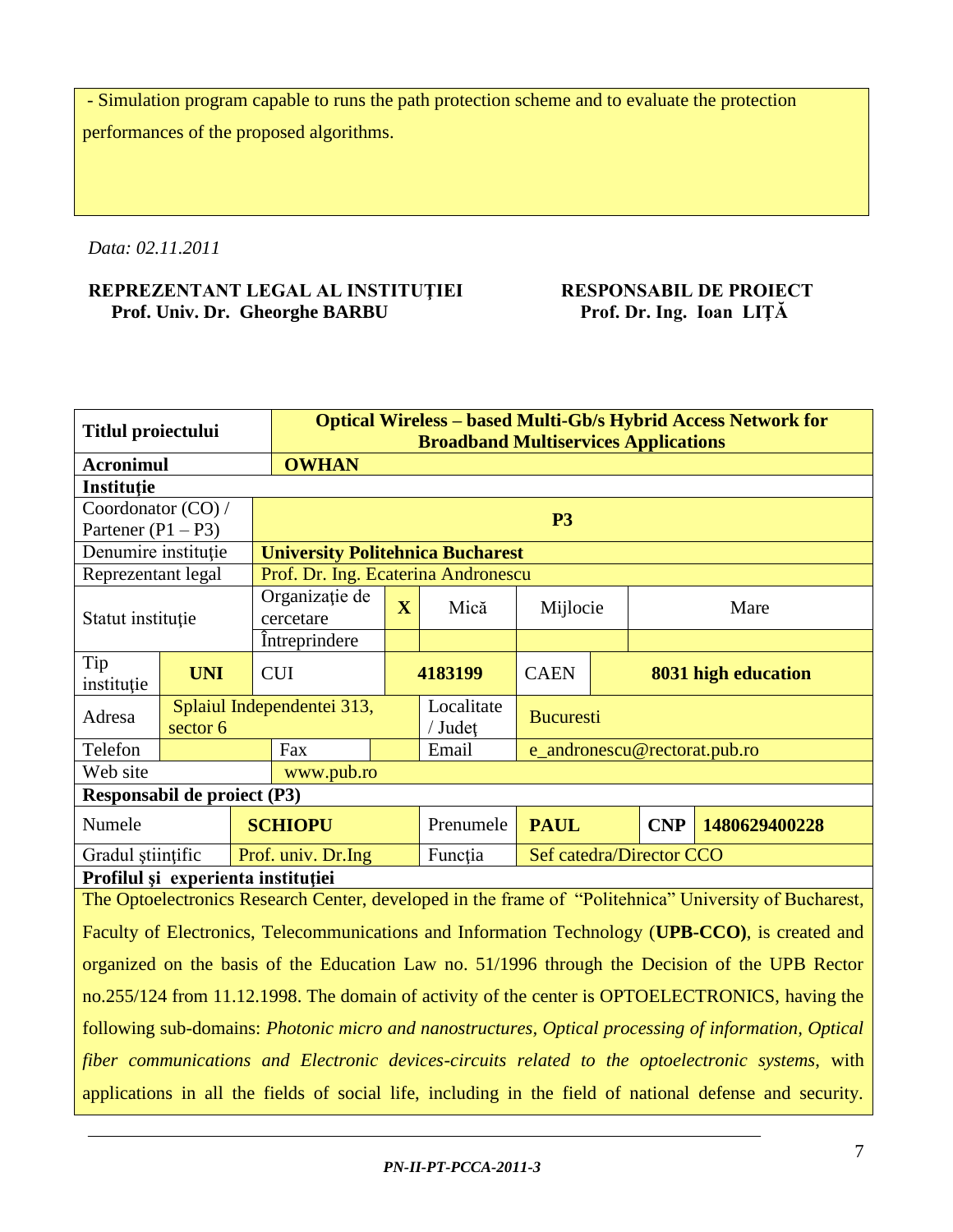- Simulation program capable to runs the path protection scheme and to evaluate the protection performances of the proposed algorithms.

*Data: 02.11.2011*

**REPREZENTANT LEGAL AL INSTITUȚIEI**
**Prof. Univ. Dr. Gheorghe BARBU**

**RESPONSABIL DE PROIECT**
**Prof. Dr. Ing. Ioan LIȚĂ**

| **Titlul proiectului** | | **Optical Wireless – based Multi-Gb/s Hybrid Access Network for Broadband Multiservices Applications** | | | | | | |
|---|---|---|---|---|---|---|---|---|
| **Acronimul** | | **OWHAN** | | | | | | |
| **Instituție** | | | | | | | | |
| Coordonator (CO) / Partener (P1 – P3) | | **P3** | | | | | | |
| Denumire instituție | | **University Politehnica Bucharest** | | | | | | |
| Reprezentant legal | | Prof. Dr. Ing. Ecaterina Andronescu | | | | | | |
| Statut instituție | | Organizație de cercetare | **X** | Mică | Mijlocie | | Mare | |
| | | Întreprindere | | | | | | |
| Tip instituție | **UNI** | CUI | | **4183199** | CAEN | | **8031 high education** | |
| Adresa | Splaiul Independentei 313, sector 6 | | | Localitate / Județ | Bucuresti | | | |
| Telefon | | Fax | | Email | e_andronescu@rectorat.pub.ro | | | |
| Web site | | www.pub.ro | | | | | | |
| **Responsabil de proiect (P3)** | | | | | | | | |
| Numele | | **SCHIOPU** | | Prenumele | **PAUL** | | **CNP** | **1480629400228** |
| Gradul științific | | Prof. univ. Dr.Ing | | Funcția | Sef catedra/Director CCO | | | |
| **Profilul şi experiența instituției** | | | | | | | | |

The Optoelectronics Research Center, developed in the frame of "Politehnica" University of Bucharest, Faculty of Electronics, Telecommunications and Information Technology (**UPB-CCO)**, is created and organized on the basis of the Education Law no. 51/1996 through the Decision of the UPB Rector no.255/124 from 11.12.1998. The domain of activity of the center is OPTOELECTRONICS, having the following sub-domains: *Photonic micro and nanostructures, Optical processing of information, Optical fiber communications and Electronic devices-circuits related to the optoelectronic systems*, with applications in all the fields of social life, including in the field of national defense and security.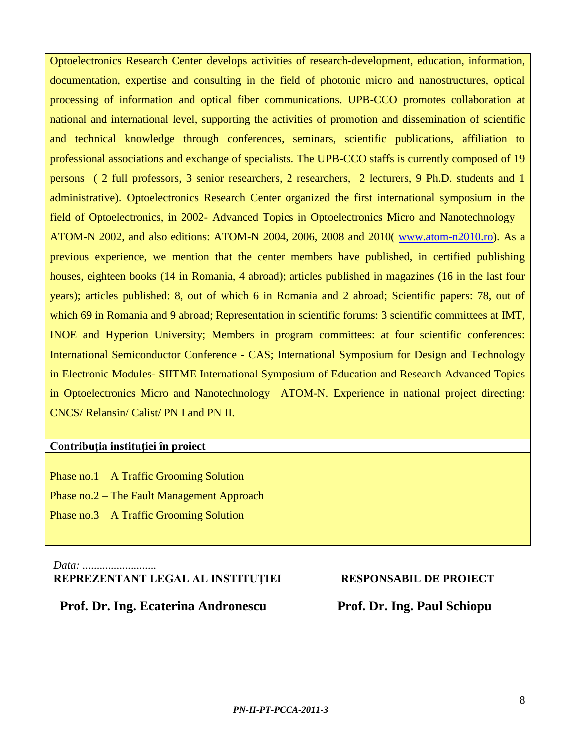Optoelectronics Research Center develops activities of research-development, education, information, documentation, expertise and consulting in the field of photonic micro and nanostructures, optical processing of information and optical fiber communications. UPB-CCO promotes collaboration at national and international level, supporting the activities of promotion and dissemination of scientific and technical knowledge through conferences, seminars, scientific publications, affiliation to professional associations and exchange of specialists. The UPB-CCO staffs is currently composed of 19 persons ( 2 full professors, 3 senior researchers, 2 researchers, 2 lecturers, 9 Ph.D. students and 1 administrative). Optoelectronics Research Center organized the first international symposium in the field of Optoelectronics, in 2002- Advanced Topics in Optoelectronics Micro and Nanotechnology – ATOM-N 2002, and also editions: ATOM-N 2004, 2006, 2008 and 2010( www.atom-n2010.ro). As a previous experience, we mention that the center members have published, in certified publishing houses, eighteen books (14 in Romania, 4 abroad); articles published in magazines (16 in the last four years); articles published: 8, out of which 6 in Romania and 2 abroad; Scientific papers: 78, out of which 69 in Romania and 9 abroad; Representation in scientific forums: 3 scientific committees at IMT, INOE and Hyperion University; Members in program committees: at four scientific conferences: International Semiconductor Conference - CAS; International Symposium for Design and Technology in Electronic Modules- SIITME International Symposium of Education and Research Advanced Topics in Optoelectronics Micro and Nanotechnology –ATOM-N. Experience in national project directing: CNCS/ Relansin/ Calist/ PN I and PN II.

**Contribuţia instituţiei în proiect**

Phase no.1 – A Traffic Grooming Solution

Phase no.2 – The Fault Management Approach

Phase no.3 – A Traffic Grooming Solution

*Data: ..........................*

**REPREZENTANT LEGAL AL INSTITUŢIEI** — **RESPONSABIL DE PROIECT**

**Prof. Dr. Ing. Ecaterina Andronescu** — **Prof. Dr. Ing. Paul Schiopu**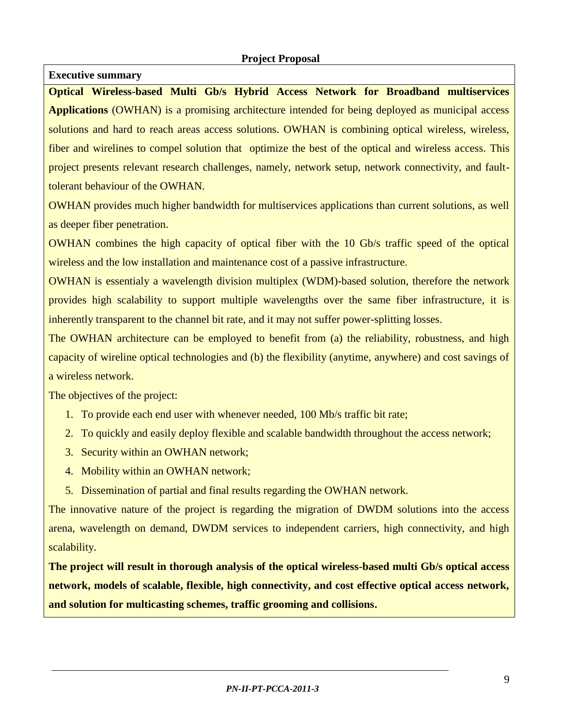**Project Proposal**

**Executive summary**

**Optical Wireless-based Multi Gb/s Hybrid Access Network for Broadband multiservices Applications** (OWHAN) is a promising architecture intended for being deployed as municipal access solutions and hard to reach areas access solutions. OWHAN is combining optical wireless, wireless, fiber and wirelines to compel solution that optimize the best of the optical and wireless access. This project presents relevant research challenges, namely, network setup, network connectivity, and fault-tolerant behaviour of the OWHAN.

OWHAN provides much higher bandwidth for multiservices applications than current solutions, as well as deeper fiber penetration.

OWHAN combines the high capacity of optical fiber with the 10 Gb/s traffic speed of the optical wireless and the low installation and maintenance cost of a passive infrastructure.

OWHAN is essentialy a wavelength division multiplex (WDM)-based solution, therefore the network provides high scalability to support multiple wavelengths over the same fiber infrastructure, it is inherently transparent to the channel bit rate, and it may not suffer power-splitting losses.

The OWHAN architecture can be employed to benefit from (a) the reliability, robustness, and high capacity of wireline optical technologies and (b) the flexibility (anytime, anywhere) and cost savings of a wireless network.

The objectives of the project:

1. To provide each end user with whenever needed, 100 Mb/s traffic bit rate;
2. To quickly and easily deploy flexible and scalable bandwidth throughout the access network;
3. Security within an OWHAN network;
4. Mobility within an OWHAN network;
5. Dissemination of partial and final results regarding the OWHAN network.

The innovative nature of the project is regarding the migration of DWDM solutions into the access arena, wavelength on demand, DWDM services to independent carriers, high connectivity, and high scalability.

**The project will result in thorough analysis of the optical wireless-based multi Gb/s optical access network, models of scalable, flexible, high connectivity, and cost effective optical access network, and solution for multicasting schemes, traffic grooming and collisions.**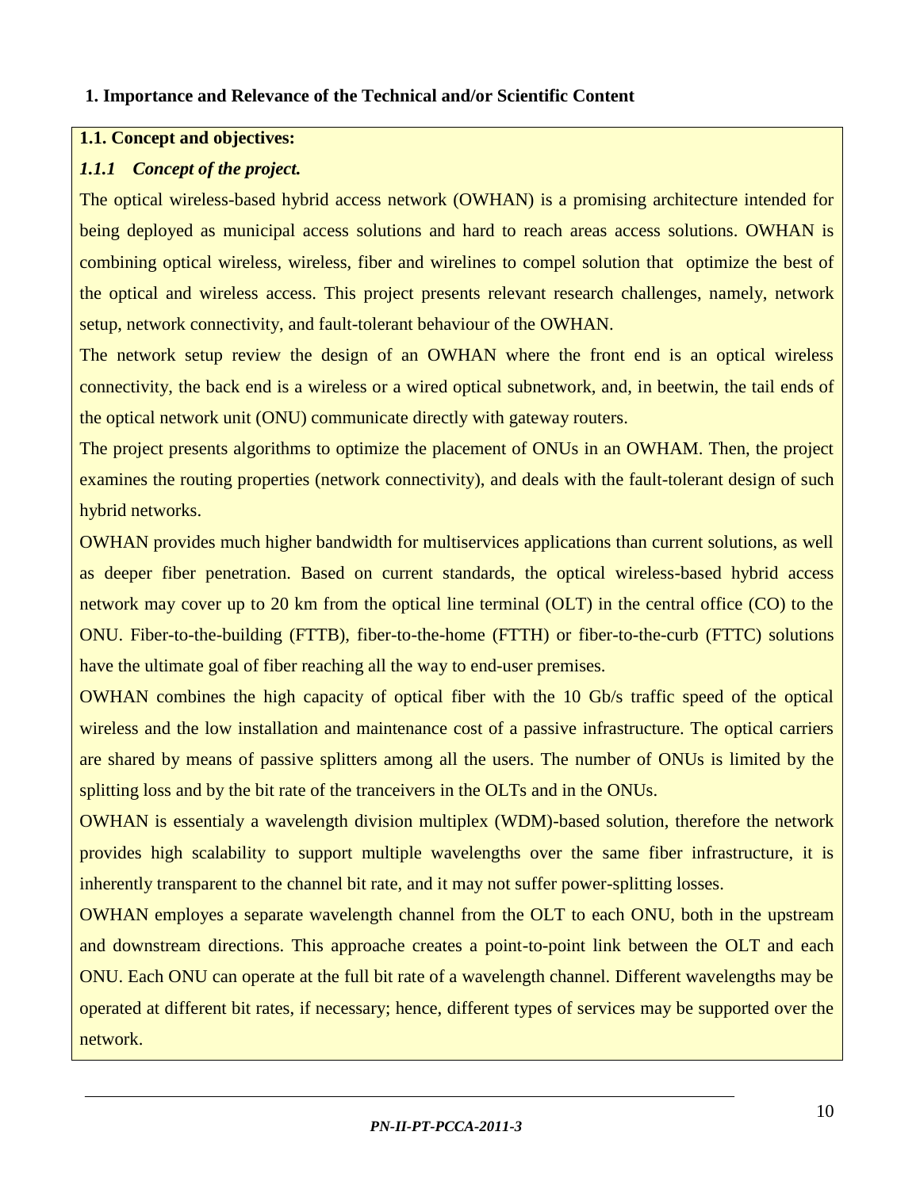## 1. Importance and Relevance of the Technical and/or Scientific Content

**1.1. Concept and objectives:**

### *1.1.1 Concept of the project.*

The optical wireless-based hybrid access network (OWHAN) is a promising architecture intended for being deployed as municipal access solutions and hard to reach areas access solutions. OWHAN is combining optical wireless, wireless, fiber and wirelines to compel solution that optimize the best of the optical and wireless access. This project presents relevant research challenges, namely, network setup, network connectivity, and fault-tolerant behaviour of the OWHAN.

The network setup review the design of an OWHAN where the front end is an optical wireless connectivity, the back end is a wireless or a wired optical subnetwork, and, in beetwin, the tail ends of the optical network unit (ONU) communicate directly with gateway routers.

The project presents algorithms to optimize the placement of ONUs in an OWHAM. Then, the project examines the routing properties (network connectivity), and deals with the fault-tolerant design of such hybrid networks.

OWHAN provides much higher bandwidth for multiservices applications than current solutions, as well as deeper fiber penetration. Based on current standards, the optical wireless-based hybrid access network may cover up to 20 km from the optical line terminal (OLT) in the central office (CO) to the ONU. Fiber-to-the-building (FTTB), fiber-to-the-home (FTTH) or fiber-to-the-curb (FTTC) solutions have the ultimate goal of fiber reaching all the way to end-user premises.

OWHAN combines the high capacity of optical fiber with the 10 Gb/s traffic speed of the optical wireless and the low installation and maintenance cost of a passive infrastructure. The optical carriers are shared by means of passive splitters among all the users. The number of ONUs is limited by the splitting loss and by the bit rate of the tranceivers in the OLTs and in the ONUs.

OWHAN is essentialy a wavelength division multiplex (WDM)-based solution, therefore the network provides high scalability to support multiple wavelengths over the same fiber infrastructure, it is inherently transparent to the channel bit rate, and it may not suffer power-splitting losses.

OWHAN employes a separate wavelength channel from the OLT to each ONU, both in the upstream and downstream directions. This approache creates a point-to-point link between the OLT and each ONU. Each ONU can operate at the full bit rate of a wavelength channel. Different wavelengths may be operated at different bit rates, if necessary; hence, different types of services may be supported over the network.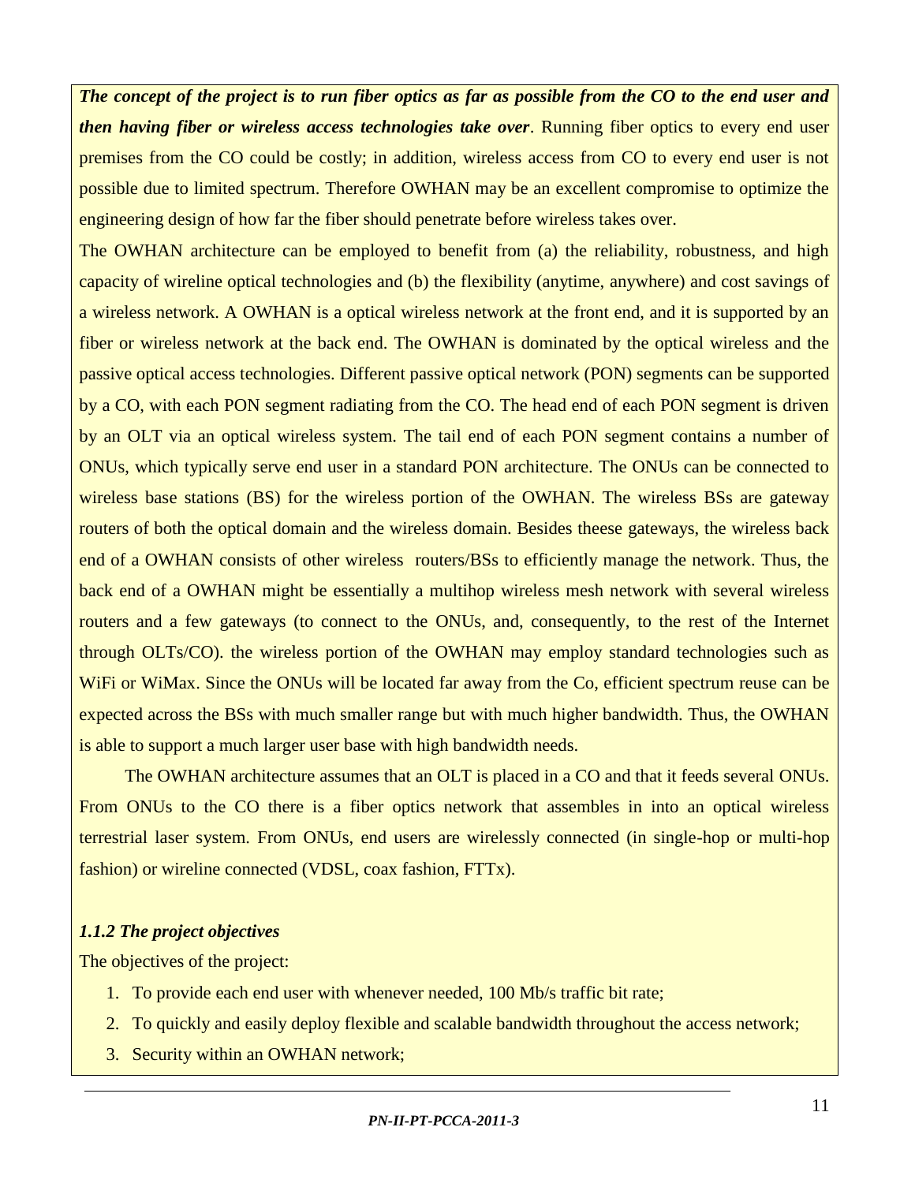***The concept of the project is to run fiber optics as far as possible from the CO to the end user and then having fiber or wireless access technologies take over***. Running fiber optics to every end user premises from the CO could be costly; in addition, wireless access from CO to every end user is not possible due to limited spectrum. Therefore OWHAN may be an excellent compromise to optimize the engineering design of how far the fiber should penetrate before wireless takes over.

The OWHAN architecture can be employed to benefit from (a) the reliability, robustness, and high capacity of wireline optical technologies and (b) the flexibility (anytime, anywhere) and cost savings of a wireless network. A OWHAN is a optical wireless network at the front end, and it is supported by an fiber or wireless network at the back end. The OWHAN is dominated by the optical wireless and the passive optical access technologies. Different passive optical network (PON) segments can be supported by a CO, with each PON segment radiating from the CO. The head end of each PON segment is driven by an OLT via an optical wireless system. The tail end of each PON segment contains a number of ONUs, which typically serve end user in a standard PON architecture. The ONUs can be connected to wireless base stations (BS) for the wireless portion of the OWHAN. The wireless BSs are gateway routers of both the optical domain and the wireless domain. Besides theese gateways, the wireless back end of a OWHAN consists of other wireless routers/BSs to efficiently manage the network. Thus, the back end of a OWHAN might be essentially a multihop wireless mesh network with several wireless routers and a few gateways (to connect to the ONUs, and, consequently, to the rest of the Internet through OLTs/CO). the wireless portion of the OWHAN may employ standard technologies such as WiFi or WiMax. Since the ONUs will be located far away from the Co, efficient spectrum reuse can be expected across the BSs with much smaller range but with much higher bandwidth. Thus, the OWHAN is able to support a much larger user base with high bandwidth needs.

The OWHAN architecture assumes that an OLT is placed in a CO and that it feeds several ONUs. From ONUs to the CO there is a fiber optics network that assembles in into an optical wireless terrestrial laser system. From ONUs, end users are wirelessly connected (in single-hop or multi-hop fashion) or wireline connected (VDSL, coax fashion, FTTx).

#### *1.1.2 The project objectives*

The objectives of the project:

1. To provide each end user with whenever needed, 100 Mb/s traffic bit rate;
2. To quickly and easily deploy flexible and scalable bandwidth throughout the access network;
3. Security within an OWHAN network;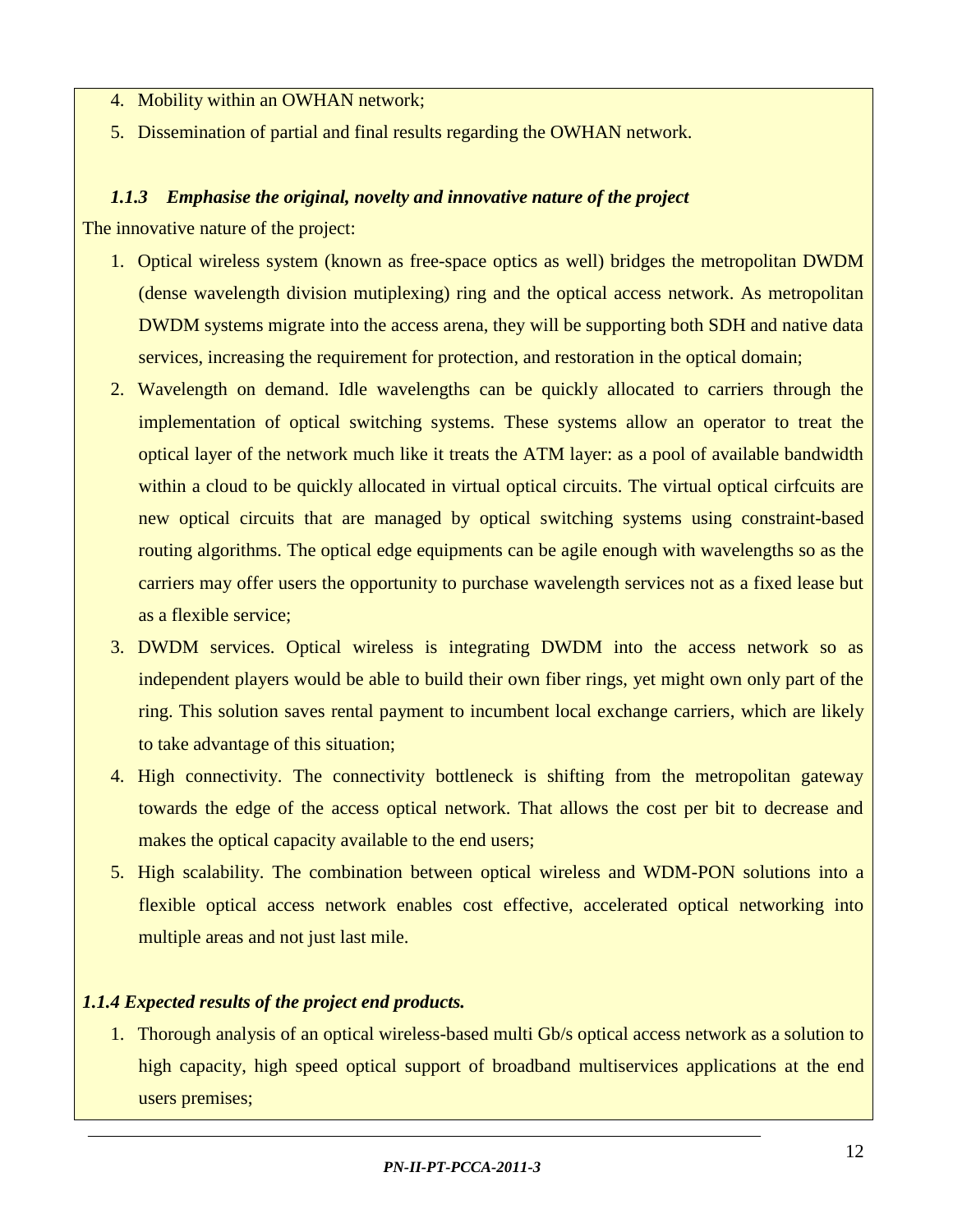4. Mobility within an OWHAN network;
5. Dissemination of partial and final results regarding the OWHAN network.

### *1.1.3 Emphasise the original, novelty and innovative nature of the project*

The innovative nature of the project:

1. Optical wireless system (known as free-space optics as well) bridges the metropolitan DWDM (dense wavelength division mutiplexing) ring and the optical access network. As metropolitan DWDM systems migrate into the access arena, they will be supporting both SDH and native data services, increasing the requirement for protection, and restoration in the optical domain;
2. Wavelength on demand. Idle wavelengths can be quickly allocated to carriers through the implementation of optical switching systems. These systems allow an operator to treat the optical layer of the network much like it treats the ATM layer: as a pool of available bandwidth within a cloud to be quickly allocated in virtual optical circuits. The virtual optical cirfcuits are new optical circuits that are managed by optical switching systems using constraint-based routing algorithms. The optical edge equipments can be agile enough with wavelengths so as the carriers may offer users the opportunity to purchase wavelength services not as a fixed lease but as a flexible service;
3. DWDM services. Optical wireless is integrating DWDM into the access network so as independent players would be able to build their own fiber rings, yet might own only part of the ring. This solution saves rental payment to incumbent local exchange carriers, which are likely to take advantage of this situation;
4. High connectivity. The connectivity bottleneck is shifting from the metropolitan gateway towards the edge of the access optical network. That allows the cost per bit to decrease and makes the optical capacity available to the end users;
5. High scalability. The combination between optical wireless and WDM-PON solutions into a flexible optical access network enables cost effective, accelerated optical networking into multiple areas and not just last mile.

### *1.1.4 Expected results of the project end products.*

1. Thorough analysis of an optical wireless-based multi Gb/s optical access network as a solution to high capacity, high speed optical support of broadband multiservices applications at the end users premises;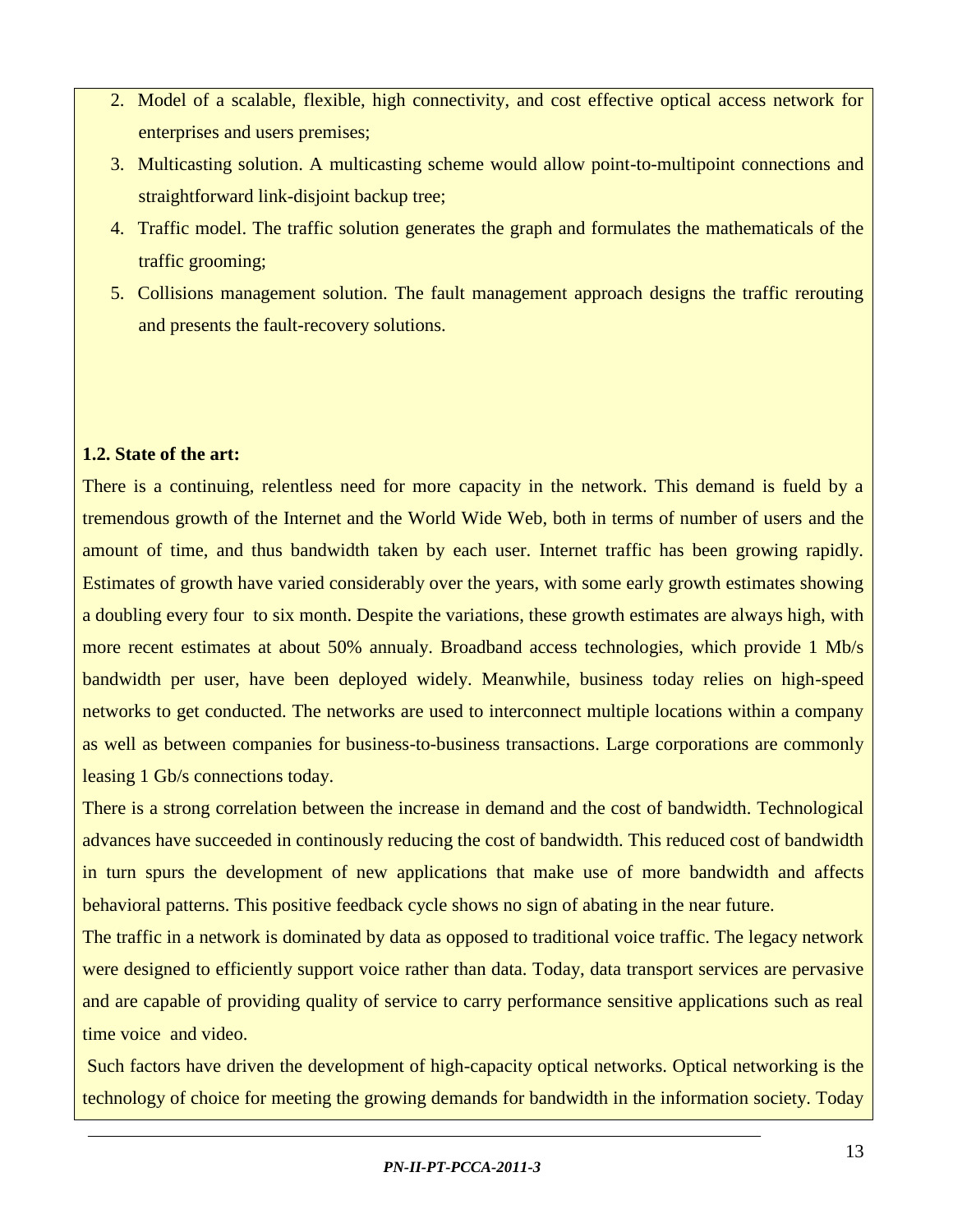2. Model of a scalable, flexible, high connectivity, and cost effective optical access network for enterprises and users premises;
3. Multicasting solution. A multicasting scheme would allow point-to-multipoint connections and straightforward link-disjoint backup tree;
4. Traffic model. The traffic solution generates the graph and formulates the mathematicals of the traffic grooming;
5. Collisions management solution. The fault management approach designs the traffic rerouting and presents the fault-recovery solutions.

**1.2. State of the art:**

There is a continuing, relentless need for more capacity in the network. This demand is fueld by a tremendous growth of the Internet and the World Wide Web, both in terms of number of users and the amount of time, and thus bandwidth taken by each user. Internet traffic has been growing rapidly. Estimates of growth have varied considerably over the years, with some early growth estimates showing a doubling every four to six month. Despite the variations, these growth estimates are always high, with more recent estimates at about 50% annualy. Broadband access technologies, which provide 1 Mb/s bandwidth per user, have been deployed widely. Meanwhile, business today relies on high-speed networks to get conducted. The networks are used to interconnect multiple locations within a company as well as between companies for business-to-business transactions. Large corporations are commonly leasing 1 Gb/s connections today.

There is a strong correlation between the increase in demand and the cost of bandwidth. Technological advances have succeeded in continously reducing the cost of bandwidth. This reduced cost of bandwidth in turn spurs the development of new applications that make use of more bandwidth and affects behavioral patterns. This positive feedback cycle shows no sign of abating in the near future.

The traffic in a network is dominated by data as opposed to traditional voice traffic. The legacy network were designed to efficiently support voice rather than data. Today, data transport services are pervasive and are capable of providing quality of service to carry performance sensitive applications such as real time voice and video.

Such factors have driven the development of high-capacity optical networks. Optical networking is the technology of choice for meeting the growing demands for bandwidth in the information society. Today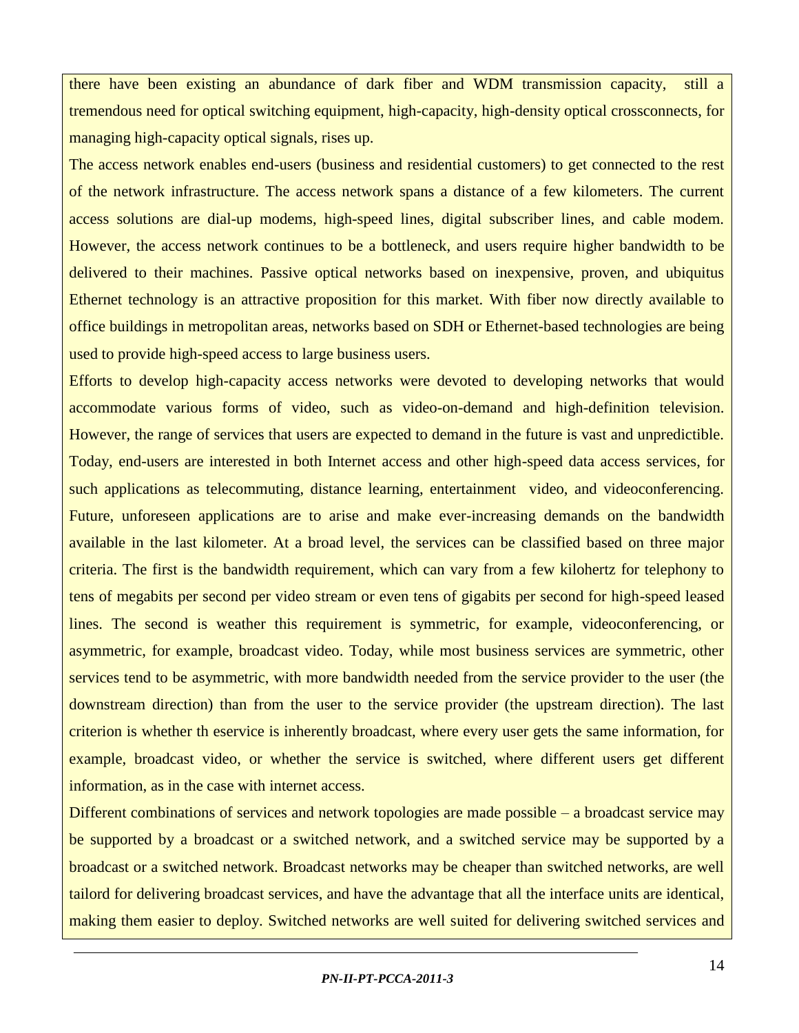there have been existing an abundance of dark fiber and WDM transmission capacity, still a tremendous need for optical switching equipment, high-capacity, high-density optical crossconnects, for managing high-capacity optical signals, rises up.

The access network enables end-users (business and residential customers) to get connected to the rest of the network infrastructure. The access network spans a distance of a few kilometers. The current access solutions are dial-up modems, high-speed lines, digital subscriber lines, and cable modem. However, the access network continues to be a bottleneck, and users require higher bandwidth to be delivered to their machines. Passive optical networks based on inexpensive, proven, and ubiquitus Ethernet technology is an attractive proposition for this market. With fiber now directly available to office buildings in metropolitan areas, networks based on SDH or Ethernet-based technologies are being used to provide high-speed access to large business users.

Efforts to develop high-capacity access networks were devoted to developing networks that would accommodate various forms of video, such as video-on-demand and high-definition television. However, the range of services that users are expected to demand in the future is vast and unpredictible. Today, end-users are interested in both Internet access and other high-speed data access services, for such applications as telecommuting, distance learning, entertainment video, and videoconferencing. Future, unforeseen applications are to arise and make ever-increasing demands on the bandwidth available in the last kilometer. At a broad level, the services can be classified based on three major criteria. The first is the bandwidth requirement, which can vary from a few kilohertz for telephony to tens of megabits per second per video stream or even tens of gigabits per second for high-speed leased lines. The second is weather this requirement is symmetric, for example, videoconferencing, or asymmetric, for example, broadcast video. Today, while most business services are symmetric, other services tend to be asymmetric, with more bandwidth needed from the service provider to the user (the downstream direction) than from the user to the service provider (the upstream direction). The last criterion is whether th eservice is inherently broadcast, where every user gets the same information, for example, broadcast video, or whether the service is switched, where different users get different information, as in the case with internet access.

Different combinations of services and network topologies are made possible – a broadcast service may be supported by a broadcast or a switched network, and a switched service may be supported by a broadcast or a switched network. Broadcast networks may be cheaper than switched networks, are well tailord for delivering broadcast services, and have the advantage that all the interface units are identical, making them easier to deploy. Switched networks are well suited for delivering switched services and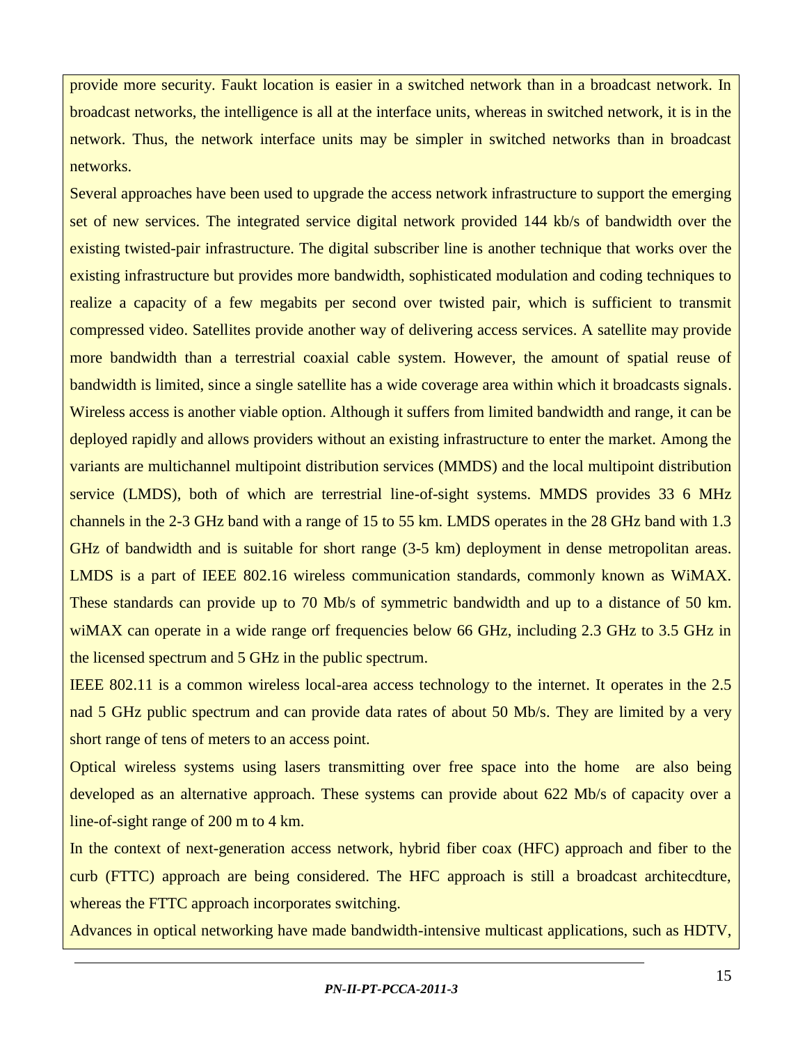provide more security. Faukt location is easier in a switched network than in a broadcast network. In broadcast networks, the intelligence is all at the interface units, whereas in switched network, it is in the network. Thus, the network interface units may be simpler in switched networks than in broadcast networks.

Several approaches have been used to upgrade the access network infrastructure to support the emerging set of new services. The integrated service digital network provided 144 kb/s of bandwidth over the existing twisted-pair infrastructure. The digital subscriber line is another technique that works over the existing infrastructure but provides more bandwidth, sophisticated modulation and coding techniques to realize a capacity of a few megabits per second over twisted pair, which is sufficient to transmit compressed video. Satellites provide another way of delivering access services. A satellite may provide more bandwidth than a terrestrial coaxial cable system. However, the amount of spatial reuse of bandwidth is limited, since a single satellite has a wide coverage area within which it broadcasts signals. Wireless access is another viable option. Although it suffers from limited bandwidth and range, it can be deployed rapidly and allows providers without an existing infrastructure to enter the market. Among the variants are multichannel multipoint distribution services (MMDS) and the local multipoint distribution service (LMDS), both of which are terrestrial line-of-sight systems. MMDS provides 33 6 MHz channels in the 2-3 GHz band with a range of 15 to 55 km. LMDS operates in the 28 GHz band with 1.3 GHz of bandwidth and is suitable for short range (3-5 km) deployment in dense metropolitan areas. LMDS is a part of IEEE 802.16 wireless communication standards, commonly known as WiMAX. These standards can provide up to 70 Mb/s of symmetric bandwidth and up to a distance of 50 km. wiMAX can operate in a wide range orf frequencies below 66 GHz, including 2.3 GHz to 3.5 GHz in the licensed spectrum and 5 GHz in the public spectrum.

IEEE 802.11 is a common wireless local-area access technology to the internet. It operates in the 2.5 nad 5 GHz public spectrum and can provide data rates of about 50 Mb/s. They are limited by a very short range of tens of meters to an access point.

Optical wireless systems using lasers transmitting over free space into the home are also being developed as an alternative approach. These systems can provide about 622 Mb/s of capacity over a line-of-sight range of 200 m to 4 km.

In the context of next-generation access network, hybrid fiber coax (HFC) approach and fiber to the curb (FTTC) approach are being considered. The HFC approach is still a broadcast architecdture, whereas the FTTC approach incorporates switching.

Advances in optical networking have made bandwidth-intensive multicast applications, such as HDTV,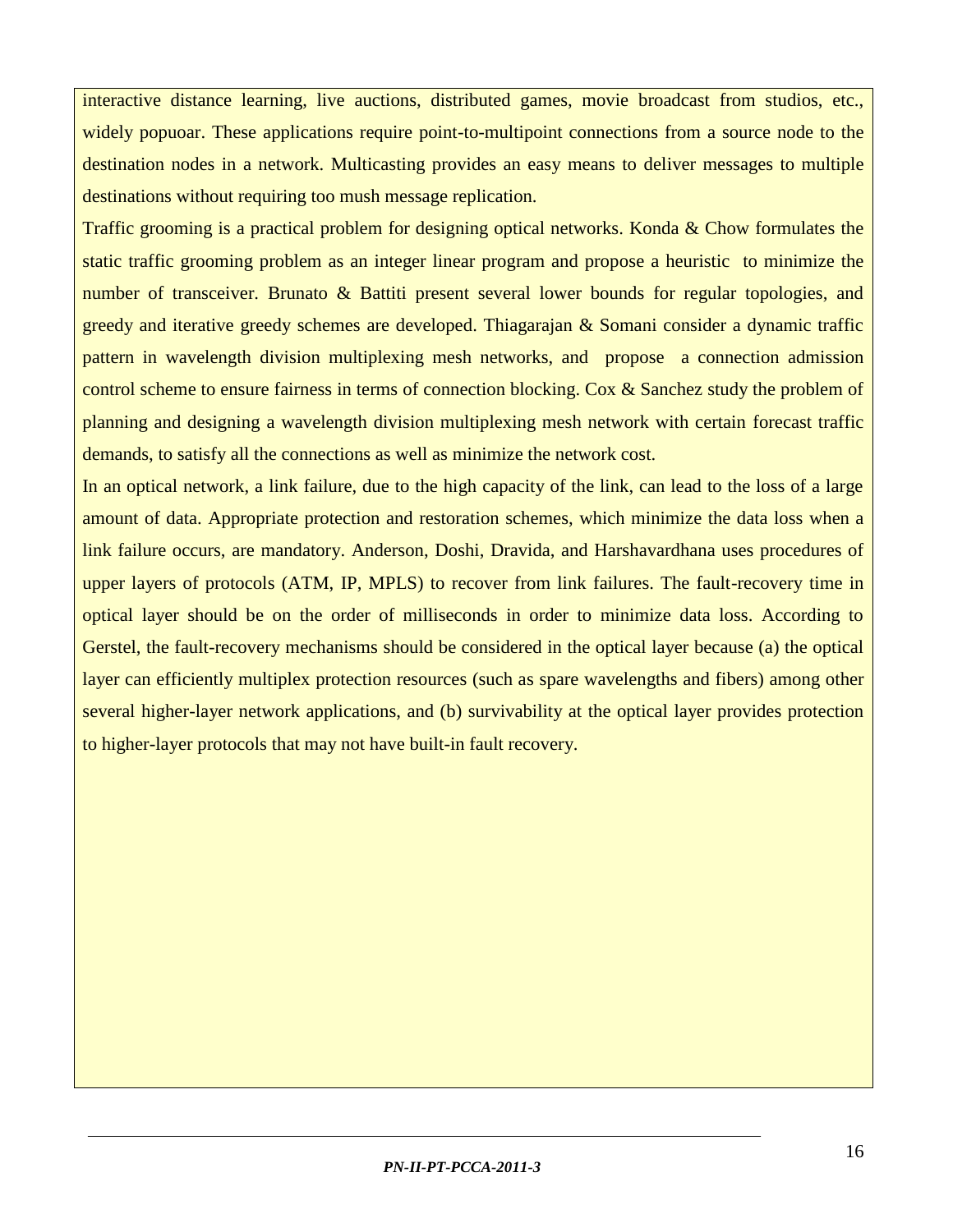interactive distance learning, live auctions, distributed games, movie broadcast from studios, etc., widely popuoar. These applications require point-to-multipoint connections from a source node to the destination nodes in a network. Multicasting provides an easy means to deliver messages to multiple destinations without requiring too mush message replication.

Traffic grooming is a practical problem for designing optical networks. Konda & Chow formulates the static traffic grooming problem as an integer linear program and propose a heuristic to minimize the number of transceiver. Brunato & Battiti present several lower bounds for regular topologies, and greedy and iterative greedy schemes are developed. Thiagarajan & Somani consider a dynamic traffic pattern in wavelength division multiplexing mesh networks, and propose a connection admission control scheme to ensure fairness in terms of connection blocking. Cox & Sanchez study the problem of planning and designing a wavelength division multiplexing mesh network with certain forecast traffic demands, to satisfy all the connections as well as minimize the network cost.

In an optical network, a link failure, due to the high capacity of the link, can lead to the loss of a large amount of data. Appropriate protection and restoration schemes, which minimize the data loss when a link failure occurs, are mandatory. Anderson, Doshi, Dravida, and Harshavardhana uses procedures of upper layers of protocols (ATM, IP, MPLS) to recover from link failures. The fault-recovery time in optical layer should be on the order of milliseconds in order to minimize data loss. According to Gerstel, the fault-recovery mechanisms should be considered in the optical layer because (a) the optical layer can efficiently multiplex protection resources (such as spare wavelengths and fibers) among other several higher-layer network applications, and (b) survivability at the optical layer provides protection to higher-layer protocols that may not have built-in fault recovery.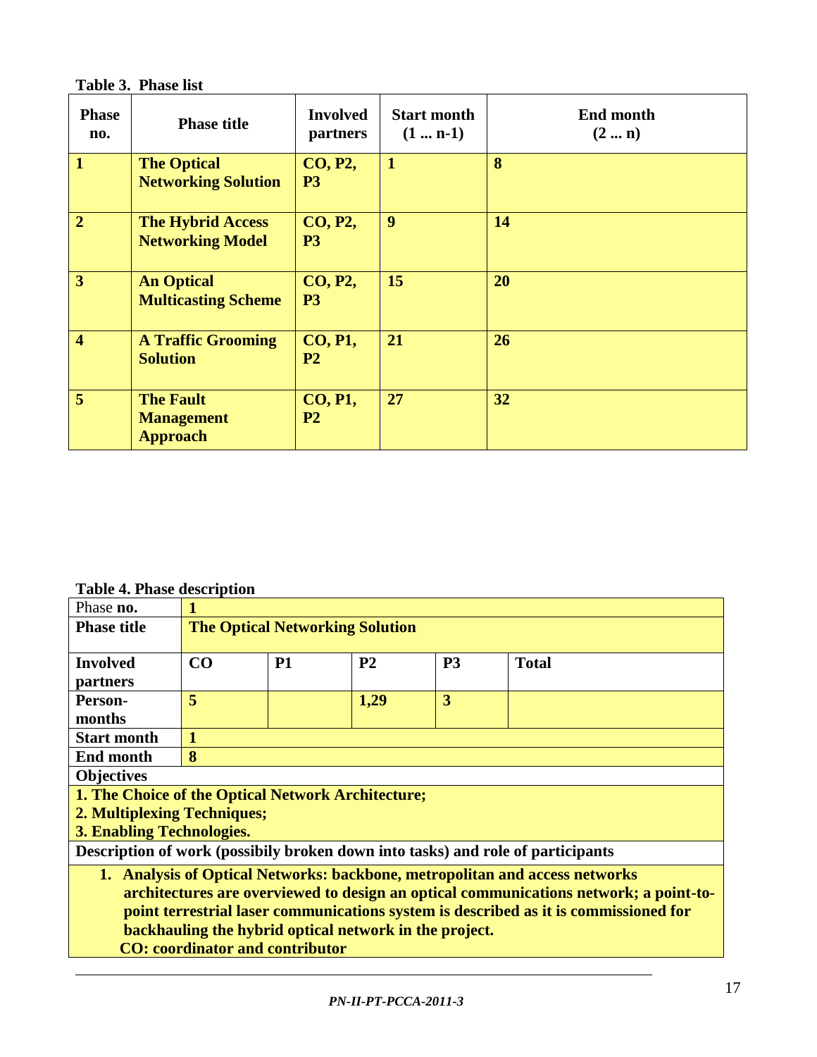**Table 3. Phase list**

| Phase no. | Phase title | Involved partners | Start month (1 ... n-1) | End month (2 ... n) |
|---|---|---|---|---|
| **1** | **The Optical Networking Solution** | **CO, P2, P3** | **1** | **8** |
| **2** | **The Hybrid Access Networking Model** | **CO, P2, P3** | **9** | **14** |
| **3** | **An Optical Multicasting Scheme** | **CO, P2, P3** | **15** | **20** |
| **4** | **A Traffic Grooming Solution** | **CO, P1, P2** | **21** | **26** |
| **5** | **The Fault Management Approach** | **CO, P1, P2** | **27** | **32** |

**Table 4. Phase description**

| Phase **no.** | **1** | | | | |
|---|---|---|---|---|---|
| **Phase title** | **The Optical Networking Solution** | | | | |
| **Involved partners** | **CO** | **P1** | **P2** | **P3** | **Total** |
| **Person-months** | **5** | | **1,29** | **3** | |
| **Start month** | **1** | | | | |
| **End month** | **8** | | | | |

**Objectives**

**1. The Choice of the Optical Network Architecture;**
**2. Multiplexing Techniques;**
**3. Enabling Technologies.**

**Description of work (possibily broken down into tasks) and role of participants**

1. **Analysis of Optical Networks: backbone, metropolitan and access networks architectures are overviewed to design an optical communications network; a point-to-point terrestrial laser communications system is described as it is commissioned for backhauling the hybrid optical network in the project.**
   **CO: coordinator and contributor**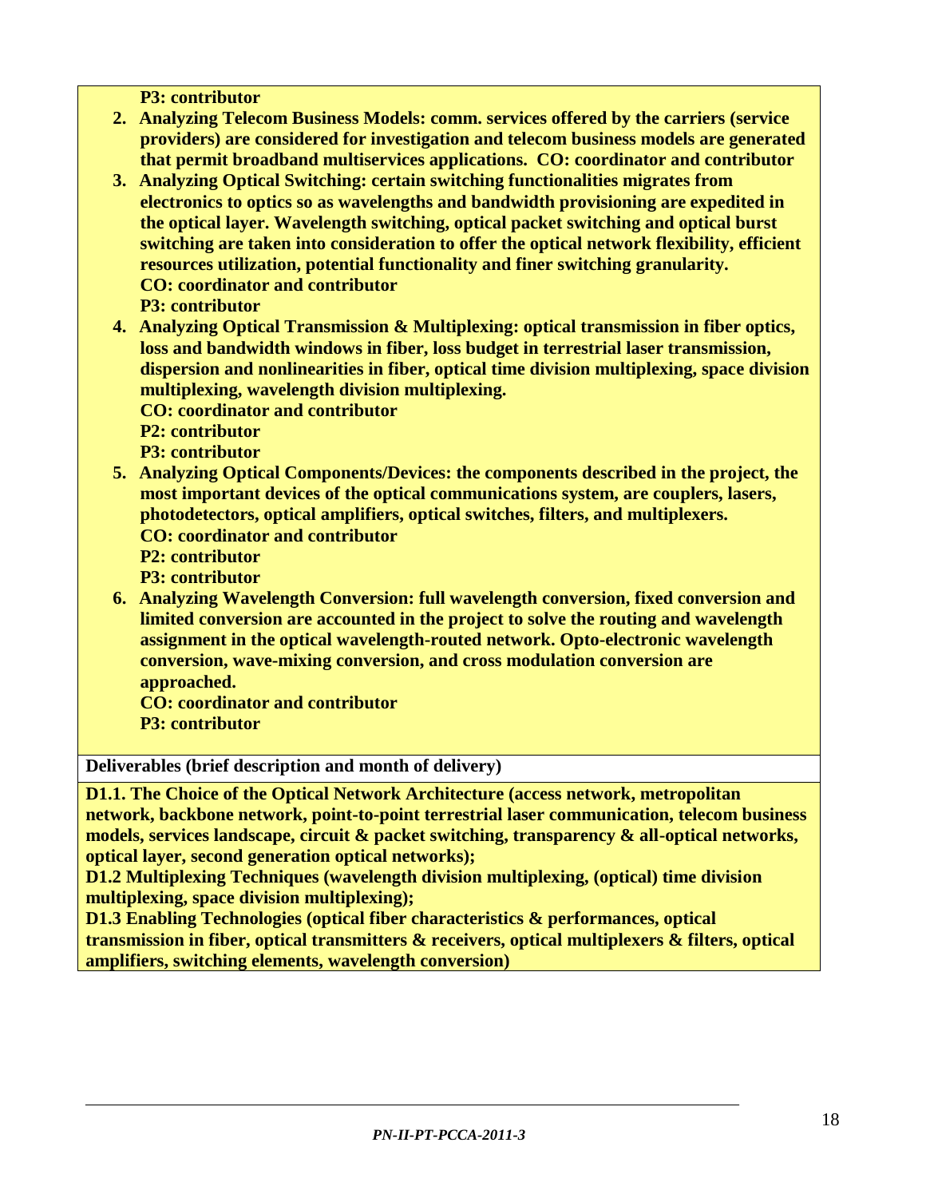**P3: contributor**

2. **Analyzing Telecom Business Models: comm. services offered by the carriers (service providers) are considered for investigation and telecom business models are generated that permit broadband multiservices applications. CO: coordinator and contributor**
3. **Analyzing Optical Switching: certain switching functionalities migrates from electronics to optics so as wavelengths and bandwidth provisioning are expedited in the optical layer. Wavelength switching, optical packet switching and optical burst switching are taken into consideration to offer the optical network flexibility, efficient resources utilization, potential functionality and finer switching granularity.**
   **CO: coordinator and contributor**
   **P3: contributor**
4. **Analyzing Optical Transmission & Multiplexing: optical transmission in fiber optics, loss and bandwidth windows in fiber, loss budget in terrestrial laser transmission, dispersion and nonlinearities in fiber, optical time division multiplexing, space division multiplexing, wavelength division multiplexing.**
   **CO: coordinator and contributor**
   **P2: contributor**
   **P3: contributor**
5. **Analyzing Optical Components/Devices: the components described in the project, the most important devices of the optical communications system, are couplers, lasers, photodetectors, optical amplifiers, optical switches, filters, and multiplexers.**
   **CO: coordinator and contributor**
   **P2: contributor**
   **P3: contributor**
6. **Analyzing Wavelength Conversion: full wavelength conversion, fixed conversion and limited conversion are accounted in the project to solve the routing and wavelength assignment in the optical wavelength-routed network. Opto-electronic wavelength conversion, wave-mixing conversion, and cross modulation conversion are approached.**
   **CO: coordinator and contributor**
   **P3: contributor**

**Deliverables (brief description and month of delivery)**

**D1.1. The Choice of the Optical Network Architecture (access network, metropolitan network, backbone network, point-to-point terrestrial laser communication, telecom business models, services landscape, circuit & packet switching, transparency & all-optical networks, optical layer, second generation optical networks);**
**D1.2 Multiplexing Techniques (wavelength division multiplexing, (optical) time division multiplexing, space division multiplexing);**
**D1.3 Enabling Technologies (optical fiber characteristics & performances, optical transmission in fiber, optical transmitters & receivers, optical multiplexers & filters, optical amplifiers, switching elements, wavelength conversion)**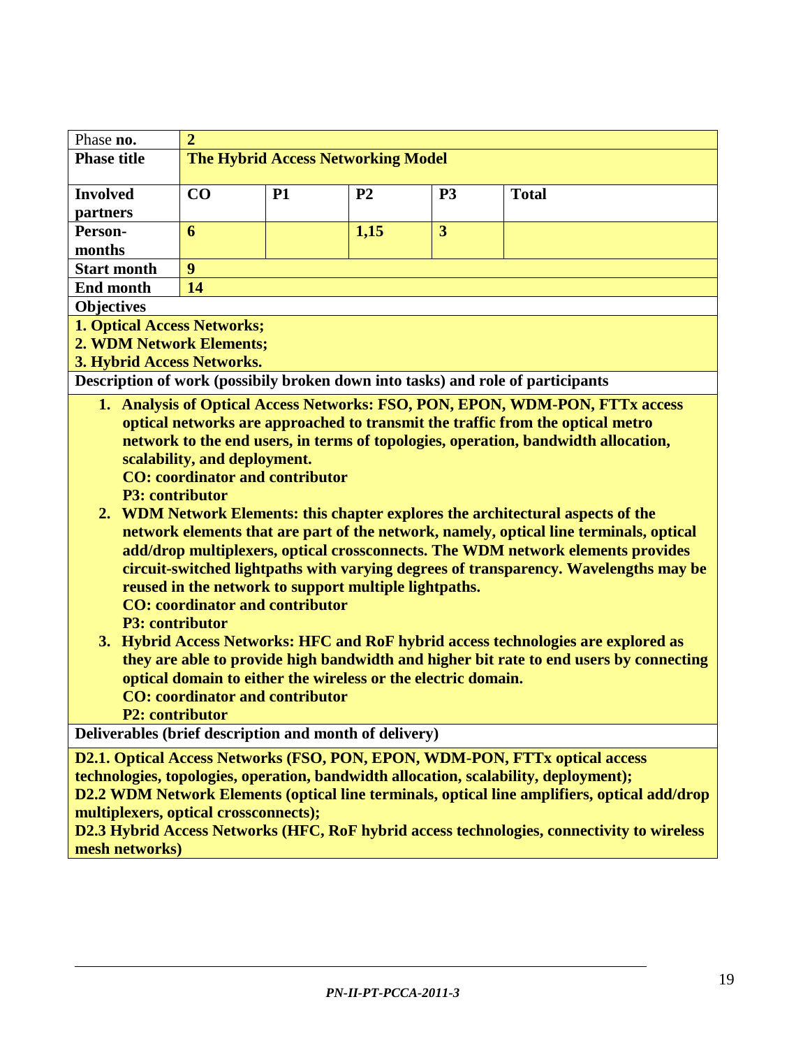| Phase **no.** | **2** | | | | |
|---|---|---|---|---|---|
| **Phase title** | **The Hybrid Access Networking Model** | | | | |
| **Involved partners** | **CO** | **P1** | **P2** | **P3** | **Total** |
| **Person-months** | **6** | | **1,15** | **3** | |
| **Start month** | **9** | | | | |
| **End month** | **14** | | | | |

**Objectives**

**1. Optical Access Networks;**
**2. WDM Network Elements;**
**3. Hybrid Access Networks.**

**Description of work (possibily broken down into tasks) and role of participants**

1. **Analysis of Optical Access Networks: FSO, PON, EPON, WDM-PON, FTTx access optical networks are approached to transmit the traffic from the optical metro network to the end users, in terms of topologies, operation, bandwidth allocation, scalability, and deployment.**
   **CO: coordinator and contributor**
   **P3: contributor**
2. **WDM Network Elements: this chapter explores the architectural aspects of the network elements that are part of the network, namely, optical line terminals, optical add/drop multiplexers, optical crossconnects. The WDM network elements provides circuit-switched lightpaths with varying degrees of transparency. Wavelengths may be reused in the network to support multiple lightpaths.**
   **CO: coordinator and contributor**
   **P3: contributor**
3. **Hybrid Access Networks: HFC and RoF hybrid access technologies are explored as they are able to provide high bandwidth and higher bit rate to end users by connecting optical domain to either the wireless or the electric domain.**
   **CO: coordinator and contributor**
   **P2: contributor**

**Deliverables (brief description and month of delivery)**

**D2.1. Optical Access Networks (FSO, PON, EPON, WDM-PON, FTTx optical access technologies, topologies, operation, bandwidth allocation, scalability, deployment);**
**D2.2 WDM Network Elements (optical line terminals, optical line amplifiers, optical add/drop multiplexers, optical crossconnects);**
**D2.3 Hybrid Access Networks (HFC, RoF hybrid access technologies, connectivity to wireless mesh networks)**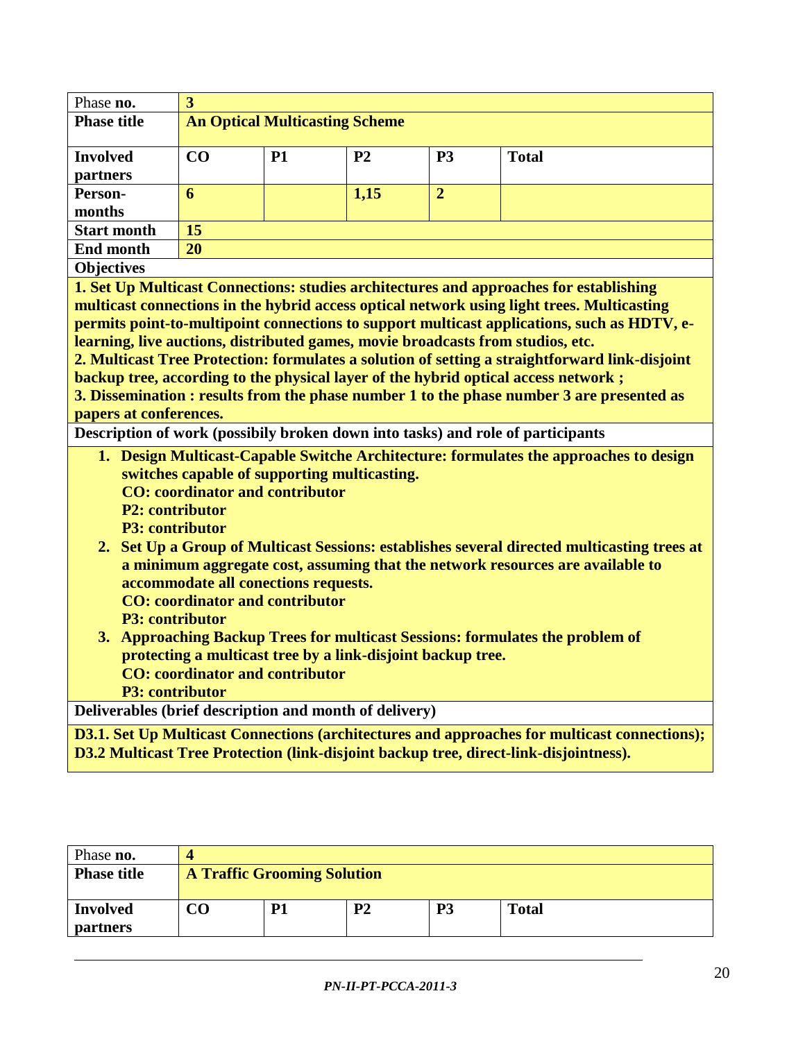| Phase **no.** | **3** | | | | |
|---|---|---|---|---|---|
| **Phase title** | **An Optical Multicasting Scheme** | | | | |
| **Involved partners** | **CO** | **P1** | **P2** | **P3** | **Total** |
| **Person-months** | **6** | | **1,15** | **2** | |
| **Start month** | **15** | | | | |
| **End month** | **20** | | | | |

**Objectives**

**1. Set Up Multicast Connections: studies architectures and approaches for establishing multicast connections in the hybrid access optical network using light trees. Multicasting permits point-to-multipoint connections to support multicast applications, such as HDTV, e-learning, live auctions, distributed games, movie broadcasts from studios, etc.**
**2. Multicast Tree Protection: formulates a solution of setting a straightforward link-disjoint backup tree, according to the physical layer of the hybrid optical access network ;**
**3. Dissemination : results from the phase number 1 to the phase number 3 are presented as papers at conferences.**

**Description of work (possibily broken down into tasks) and role of participants**

1. **Design Multicast-Capable Switche Architecture: formulates the approaches to design switches capable of supporting multicasting.**
   **CO: coordinator and contributor**
   **P2: contributor**
   **P3: contributor**
2. **Set Up a Group of Multicast Sessions: establishes several directed multicasting trees at a minimum aggregate cost, assuming that the network resources are available to accommodate all conections requests.**
   **CO: coordinator and contributor**
   **P3: contributor**
3. **Approaching Backup Trees for multicast Sessions: formulates the problem of protecting a multicast tree by a link-disjoint backup tree.**
   **CO: coordinator and contributor**
   **P3: contributor**

**Deliverables (brief description and month of delivery)**

**D3.1. Set Up Multicast Connections (architectures and approaches for multicast connections);**
**D3.2 Multicast Tree Protection (link-disjoint backup tree, direct-link-disjointness).**

| Phase **no.** | **4** | | | | |
|---|---|---|---|---|---|
| **Phase title** | **A Traffic Grooming Solution** | | | | |
| **Involved partners** | **CO** | **P1** | **P2** | **P3** | **Total** |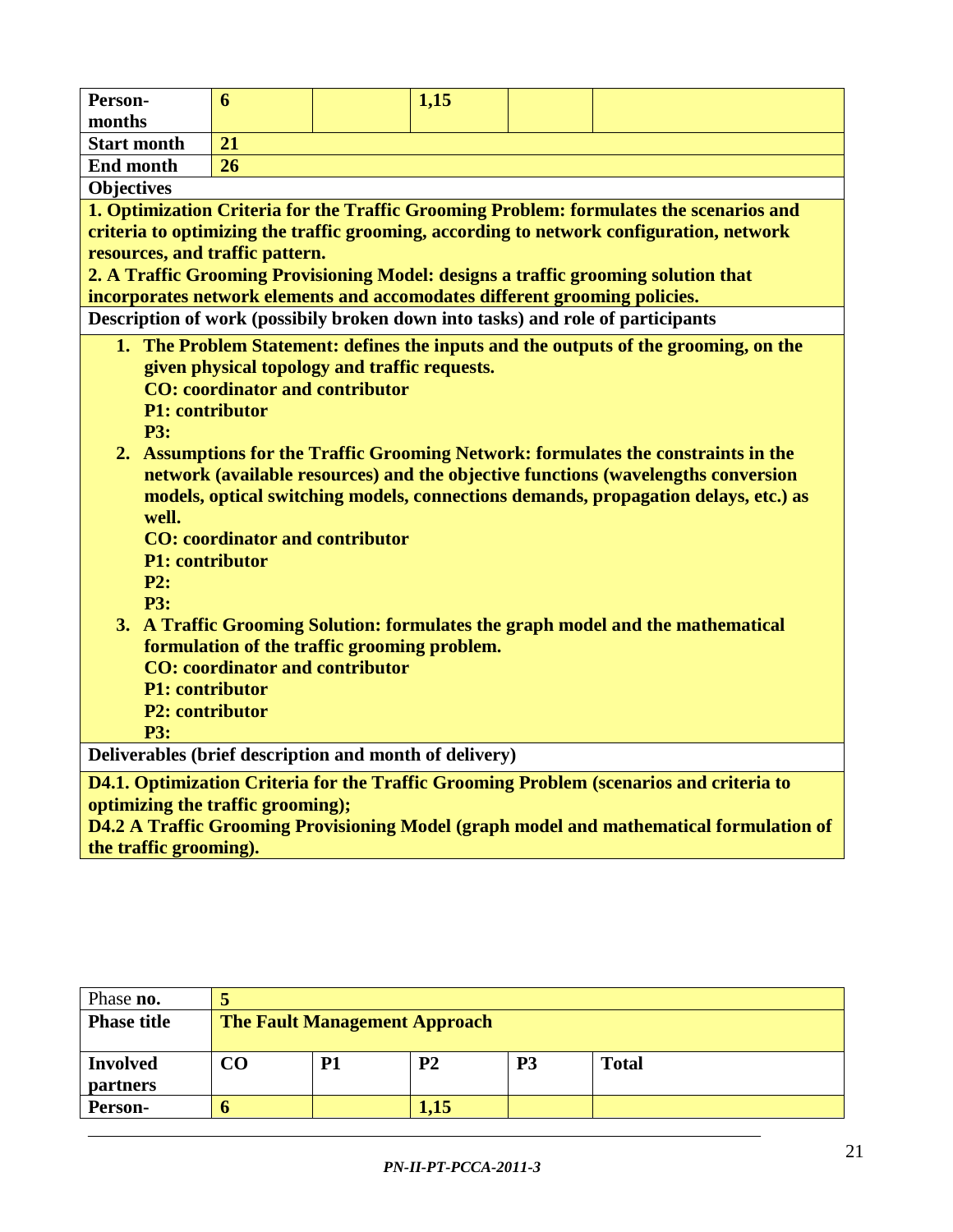| Person-months | 6 | | 1,15 | | |
|---|---|---|---|---|---|
| **Start month** | **21** | | | | |
| **End month** | **26** | | | | |

**Objectives**

**1. Optimization Criteria for the Traffic Grooming Problem: formulates the scenarios and criteria to optimizing the traffic grooming, according to network configuration, network resources, and traffic pattern.**
**2. A Traffic Grooming Provisioning Model: designs a traffic grooming solution that incorporates network elements and accomodates different grooming policies.**

**Description of work (possibly broken down into tasks) and role of participants**

1. **The Problem Statement: defines the inputs and the outputs of the grooming, on the given physical topology and traffic requests.**
   **CO: coordinator and contributor**
   **P1: contributor**
   **P3:**
2. **Assumptions for the Traffic Grooming Network: formulates the constraints in the network (available resources) and the objective functions (wavelengths conversion models, optical switching models, connections demands, propagation delays, etc.) as well.**
   **CO: coordinator and contributor**
   **P1: contributor**
   **P2:**
   **P3:**
3. **A Traffic Grooming Solution: formulates the graph model and the mathematical formulation of the traffic grooming problem.**
   **CO: coordinator and contributor**
   **P1: contributor**
   **P2: contributor**
   **P3:**

**Deliverables (brief description and month of delivery)**

**D4.1. Optimization Criteria for the Traffic Grooming Problem (scenarios and criteria to optimizing the traffic grooming);**
**D4.2 A Traffic Grooming Provisioning Model (graph model and mathematical formulation of the traffic grooming).**

| Phase **no.** | **5** | | | | |
|---|---|---|---|---|---|
| **Phase title** | **The Fault Management Approach** | | | | |
| **Involved partners** | **CO** | **P1** | **P2** | **P3** | **Total** |
| **Person-** | **6** | | **1,15** | | |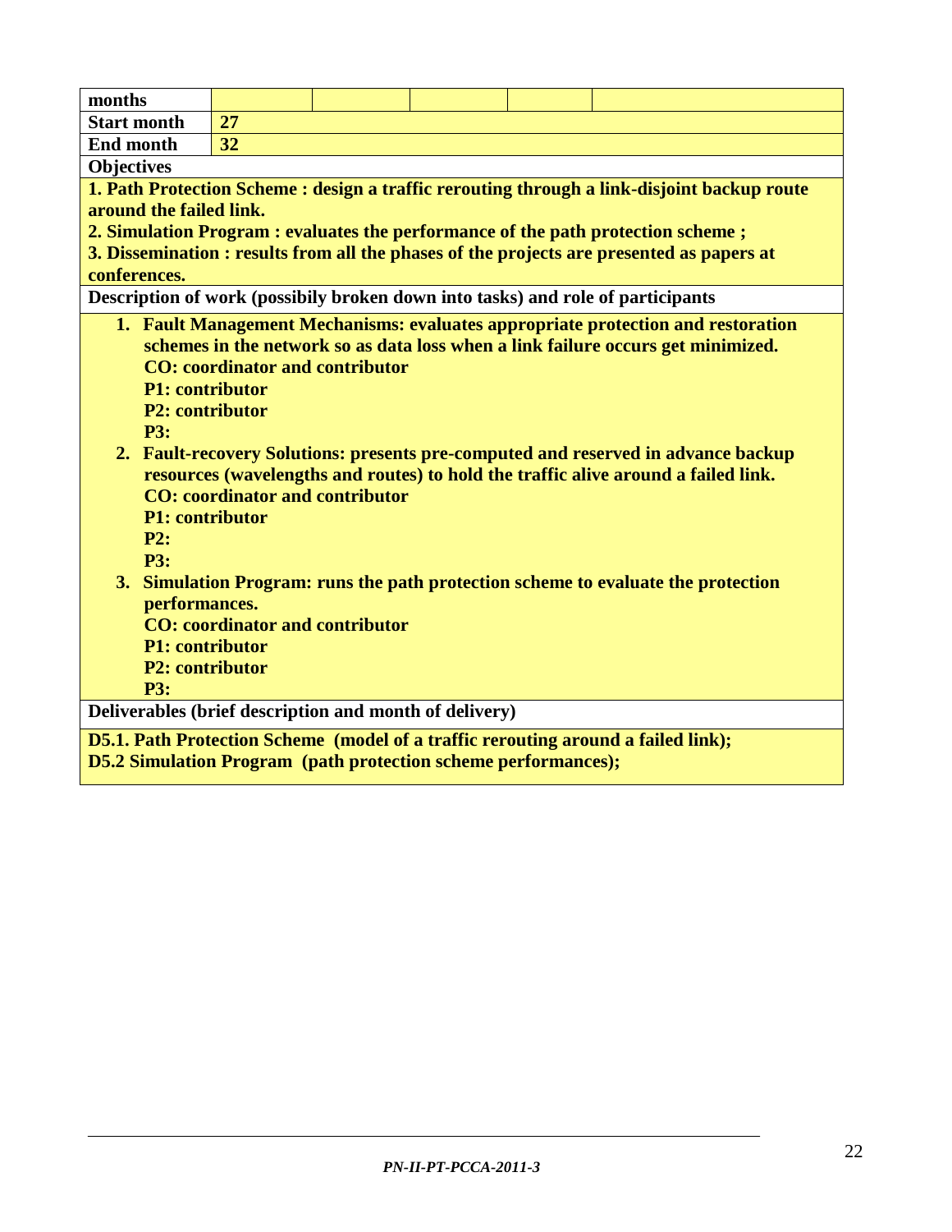| months | | | | | |
|---|---|---|---|---|---|
| **Start month** | **27** | | | | |
| **End month** | **32** | | | | |

**Objectives**

**1. Path Protection Scheme : design a traffic rerouting through a link-disjoint backup route around the failed link.**
**2. Simulation Program : evaluates the performance of the path protection scheme ;**
**3. Dissemination : results from all the phases of the projects are presented as papers at conferences.**

**Description of work (possibly broken down into tasks) and role of participants**

1. **Fault Management Mechanisms: evaluates appropriate protection and restoration schemes in the network so as data loss when a link failure occurs get minimized.**
   **CO: coordinator and contributor**
   **P1: contributor**
   **P2: contributor**
   **P3:**
2. **Fault-recovery Solutions: presents pre-computed and reserved in advance backup resources (wavelengths and routes) to hold the traffic alive around a failed link.**
   **CO: coordinator and contributor**
   **P1: contributor**
   **P2:**
   **P3:**
3. **Simulation Program: runs the path protection scheme to evaluate the protection performances.**
   **CO: coordinator and contributor**
   **P1: contributor**
   **P2: contributor**
   **P3:**

**Deliverables (brief description and month of delivery)**

**D5.1. Path Protection Scheme (model of a traffic rerouting around a failed link);**
**D5.2 Simulation Program (path protection scheme performances);**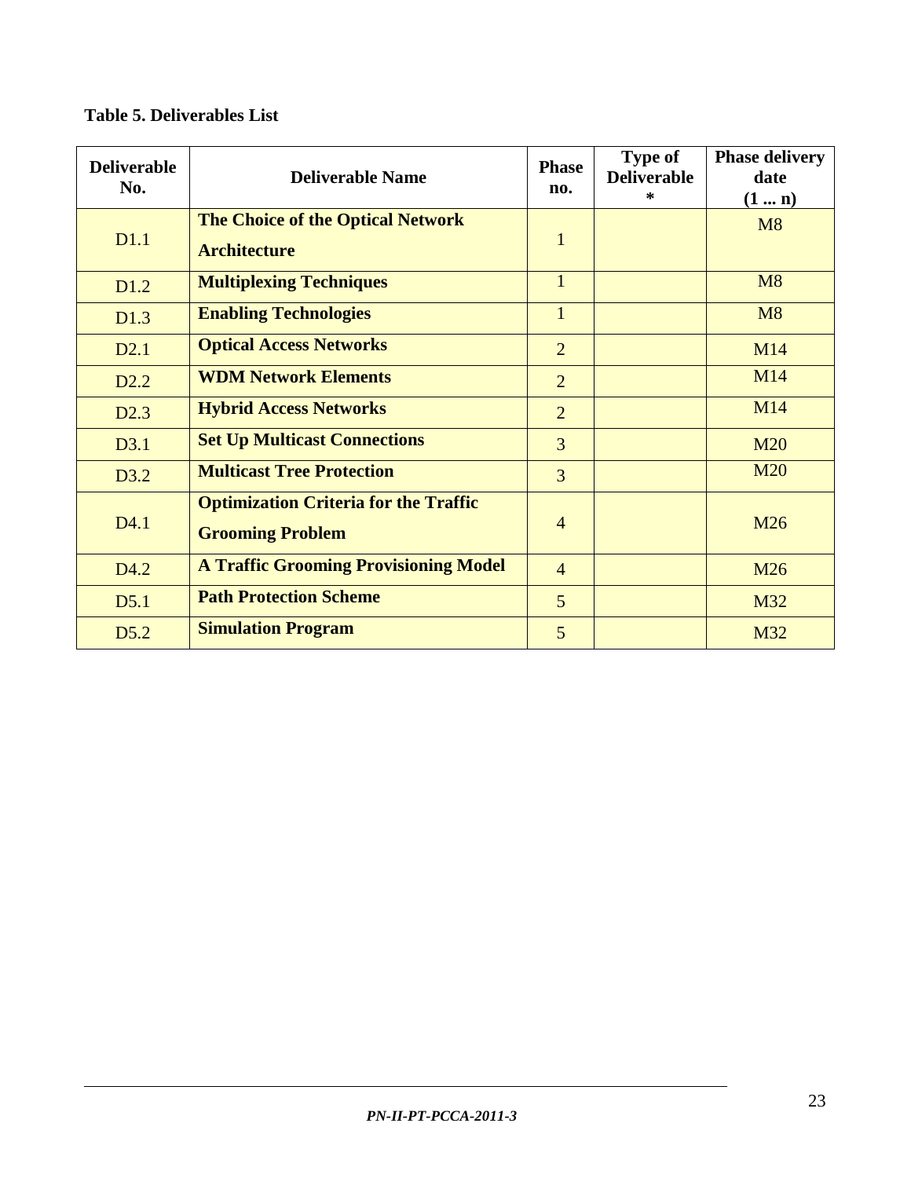**Table 5. Deliverables List**

| Deliverable No. | Deliverable Name | Phase no. | Type of Deliverable * | Phase delivery date (1 ... n) |
|---|---|---|---|---|
| D1.1 | **The Choice of the Optical Network Architecture** | 1 | | M8 |
| D1.2 | **Multiplexing Techniques** | 1 | | M8 |
| D1.3 | **Enabling Technologies** | 1 | | M8 |
| D2.1 | **Optical Access Networks** | 2 | | M14 |
| D2.2 | **WDM Network Elements** | 2 | | M14 |
| D2.3 | **Hybrid Access Networks** | 2 | | M14 |
| D3.1 | **Set Up Multicast Connections** | 3 | | M20 |
| D3.2 | **Multicast Tree Protection** | 3 | | M20 |
| D4.1 | **Optimization Criteria for the Traffic Grooming Problem** | 4 | | M26 |
| D4.2 | **A Traffic Grooming Provisioning Model** | 4 | | M26 |
| D5.1 | **Path Protection Scheme** | 5 | | M32 |
| D5.2 | **Simulation Program** | 5 | | M32 |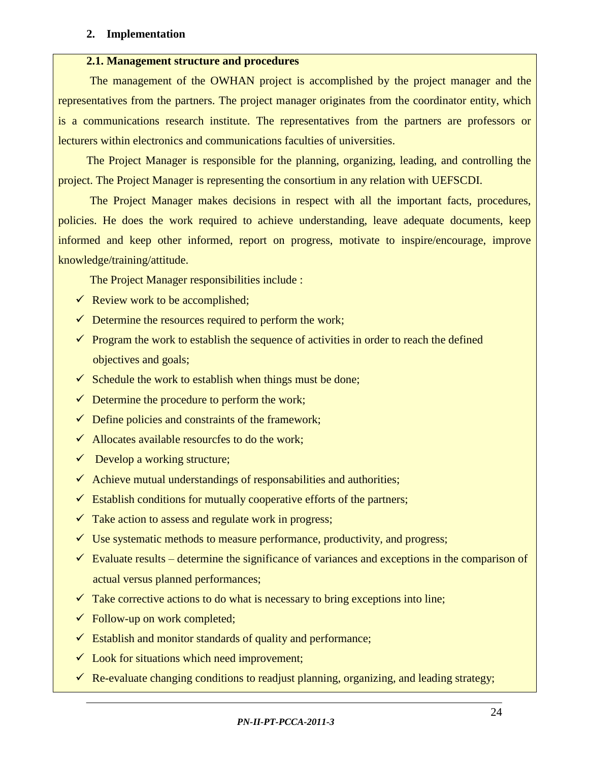## 2. Implementation

### 2.1. Management structure and procedures

The management of the OWHAN project is accomplished by the project manager and the representatives from the partners. The project manager originates from the coordinator entity, which is a communications research institute. The representatives from the partners are professors or lecturers within electronics and communications faculties of universities.

The Project Manager is responsible for the planning, organizing, leading, and controlling the project. The Project Manager is representing the consortium in any relation with UEFSCDI.

The Project Manager makes decisions in respect with all the important facts, procedures, policies. He does the work required to achieve understanding, leave adequate documents, keep informed and keep other informed, report on progress, motivate to inspire/encourage, improve knowledge/training/attitude.

The Project Manager responsibilities include :

- ✓ Review work to be accomplished;
- ✓ Determine the resources required to perform the work;
- ✓ Program the work to establish the sequence of activities in order to reach the defined objectives and goals;
- ✓ Schedule the work to establish when things must be done;
- ✓ Determine the procedure to perform the work;
- ✓ Define policies and constraints of the framework;
- ✓ Allocates available resourcfes to do the work;
- ✓ Develop a working structure;
- ✓ Achieve mutual understandings of responsabilities and authorities;
- ✓ Establish conditions for mutually cooperative efforts of the partners;
- ✓ Take action to assess and regulate work in progress;
- ✓ Use systematic methods to measure performance, productivity, and progress;
- ✓ Evaluate results – determine the significance of variances and exceptions in the comparison of actual versus planned performances;
- ✓ Take corrective actions to do what is necessary to bring exceptions into line;
- ✓ Follow-up on work completed;
- ✓ Establish and monitor standards of quality and performance;
- ✓ Look for situations which need improvement;
- ✓ Re-evaluate changing conditions to readjust planning, organizing, and leading strategy;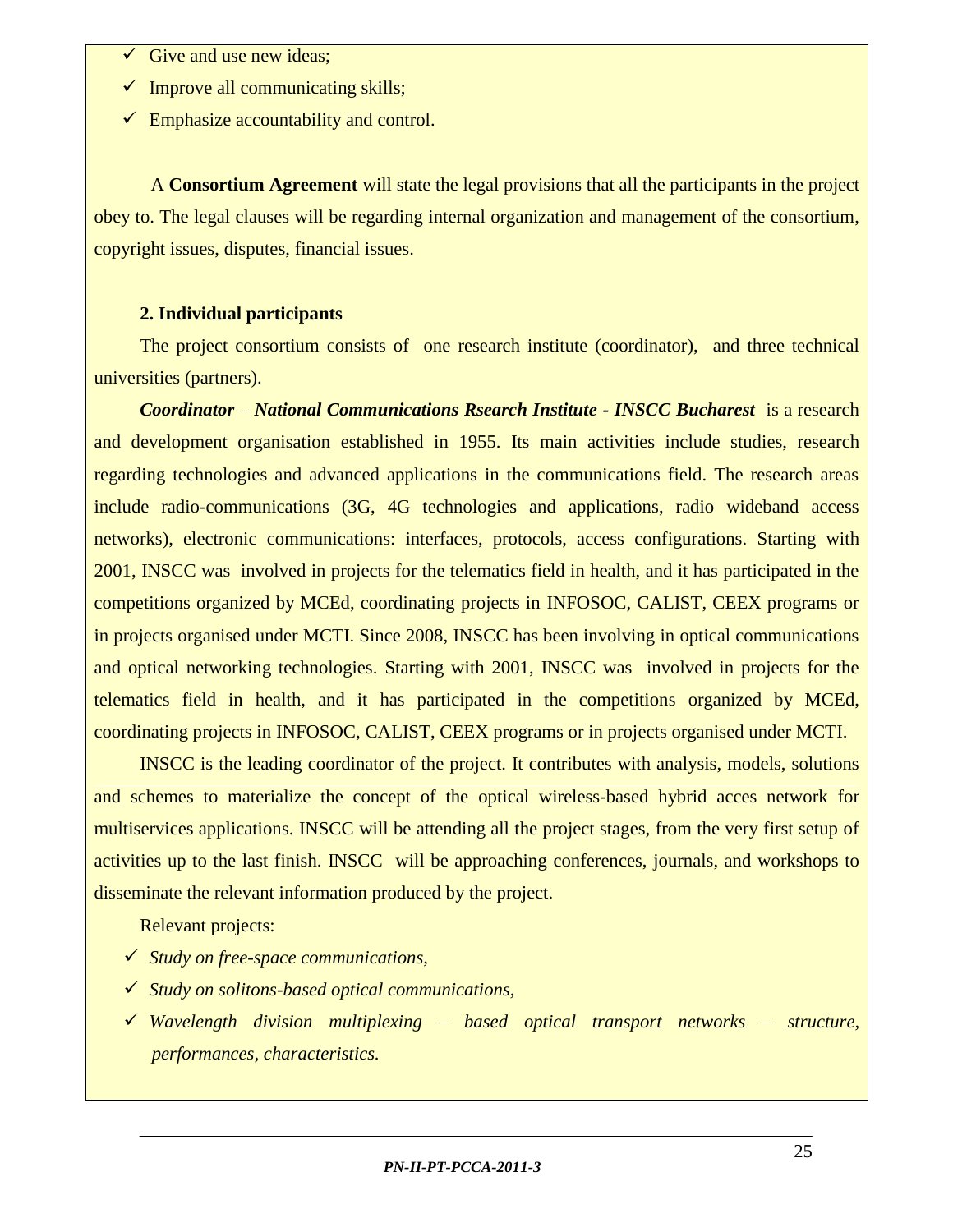- Give and use new ideas;
- Improve all communicating skills;
- Emphasize accountability and control.

A **Consortium Agreement** will state the legal provisions that all the participants in the project obey to. The legal clauses will be regarding internal organization and management of the consortium, copyright issues, disputes, financial issues.

**2. Individual participants**

The project consortium consists of one research institute (coordinator), and three technical universities (partners).

***Coordinator*** – ***National Communications Rsearch Institute - INSCC Bucharest*** is a research and development organisation established in 1955. Its main activities include studies, research regarding technologies and advanced applications in the communications field. The research areas include radio-communications (3G, 4G technologies and applications, radio wideband access networks), electronic communications: interfaces, protocols, access configurations. Starting with 2001, INSCC was involved in projects for the telematics field in health, and it has participated in the competitions organized by MCEd, coordinating projects in INFOSOC, CALIST, CEEX programs or in projects organised under MCTI. Since 2008, INSCC has been involving in optical communications and optical networking technologies. Starting with 2001, INSCC was involved in projects for the telematics field in health, and it has participated in the competitions organized by MCEd, coordinating projects in INFOSOC, CALIST, CEEX programs or in projects organised under MCTI.

INSCC is the leading coordinator of the project. It contributes with analysis, models, solutions and schemes to materialize the concept of the optical wireless-based hybrid acces network for multiservices applications. INSCC will be attending all the project stages, from the very first setup of activities up to the last finish. INSCC will be approaching conferences, journals, and workshops to disseminate the relevant information produced by the project.

Relevant projects:

- *Study on free-space communications,*
- *Study on solitons-based optical communications,*
- *Wavelength division multiplexing – based optical transport networks – structure, performances, characteristics.*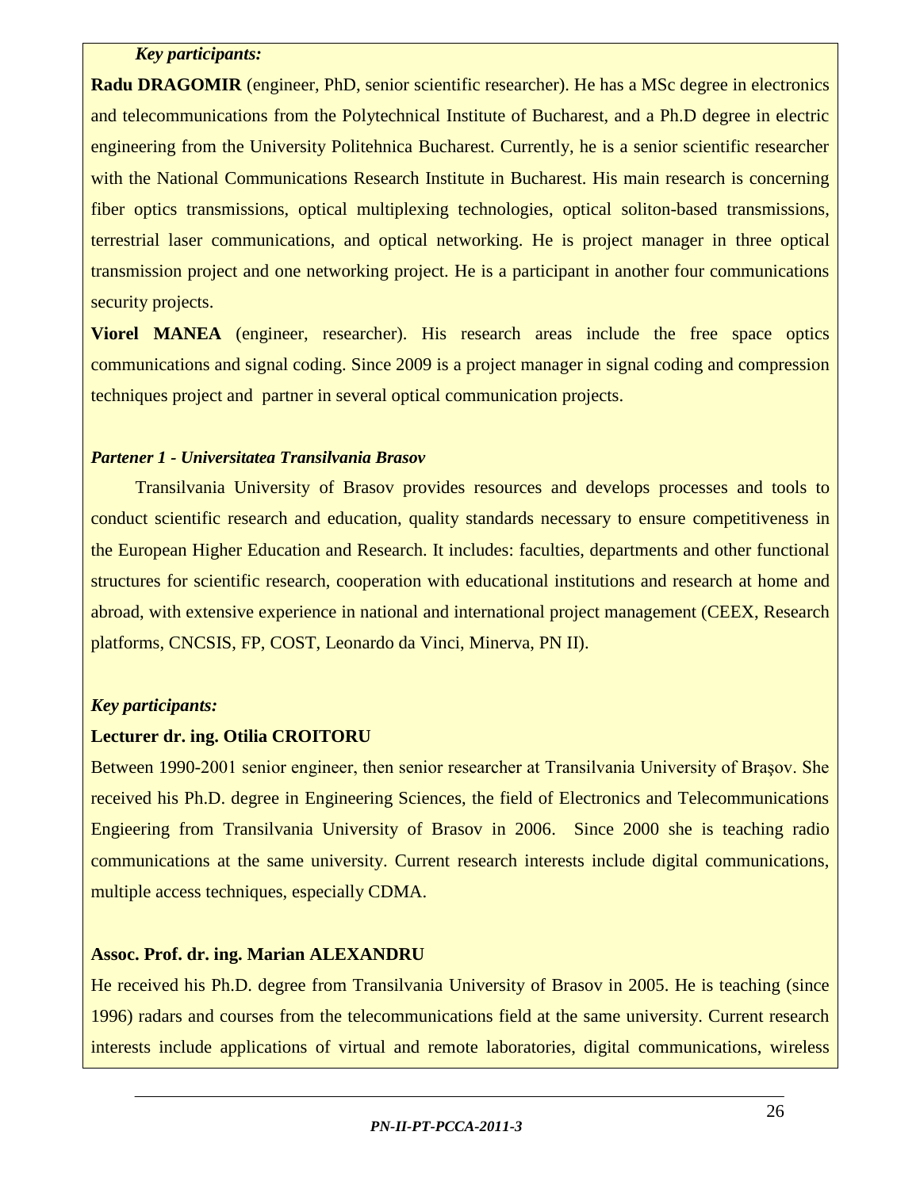*Key participants:*

**Radu DRAGOMIR** (engineer, PhD, senior scientific researcher). He has a MSc degree in electronics and telecommunications from the Polytechnical Institute of Bucharest, and a Ph.D degree in electric engineering from the University Politehnica Bucharest. Currently, he is a senior scientific researcher with the National Communications Research Institute in Bucharest. His main research is concerning fiber optics transmissions, optical multiplexing technologies, optical soliton-based transmissions, terrestrial laser communications, and optical networking. He is project manager in three optical transmission project and one networking project. He is a participant in another four communications security projects.

**Viorel MANEA** (engineer, researcher). His research areas include the free space optics communications and signal coding. Since 2009 is a project manager in signal coding and compression techniques project and partner in several optical communication projects.

***Partener 1 - Universitatea Transilvania Brasov***

Transilvania University of Brasov provides resources and develops processes and tools to conduct scientific research and education, quality standards necessary to ensure competitiveness in the European Higher Education and Research. It includes: faculties, departments and other functional structures for scientific research, cooperation with educational institutions and research at home and abroad, with extensive experience in national and international project management (CEEX, Research platforms, CNCSIS, FP, COST, Leonardo da Vinci, Minerva, PN II).

*Key participants:*

**Lecturer dr. ing. Otilia CROITORU**

Between 1990-2001 senior engineer, then senior researcher at Transilvania University of Braşov. She received his Ph.D. degree in Engineering Sciences, the field of Electronics and Telecommunications Engieering from Transilvania University of Brasov in 2006. Since 2000 she is teaching radio communications at the same university. Current research interests include digital communications, multiple access techniques, especially CDMA.

**Assoc. Prof. dr. ing. Marian ALEXANDRU**

He received his Ph.D. degree from Transilvania University of Brasov in 2005. He is teaching (since 1996) radars and courses from the telecommunications field at the same university. Current research interests include applications of virtual and remote laboratories, digital communications, wireless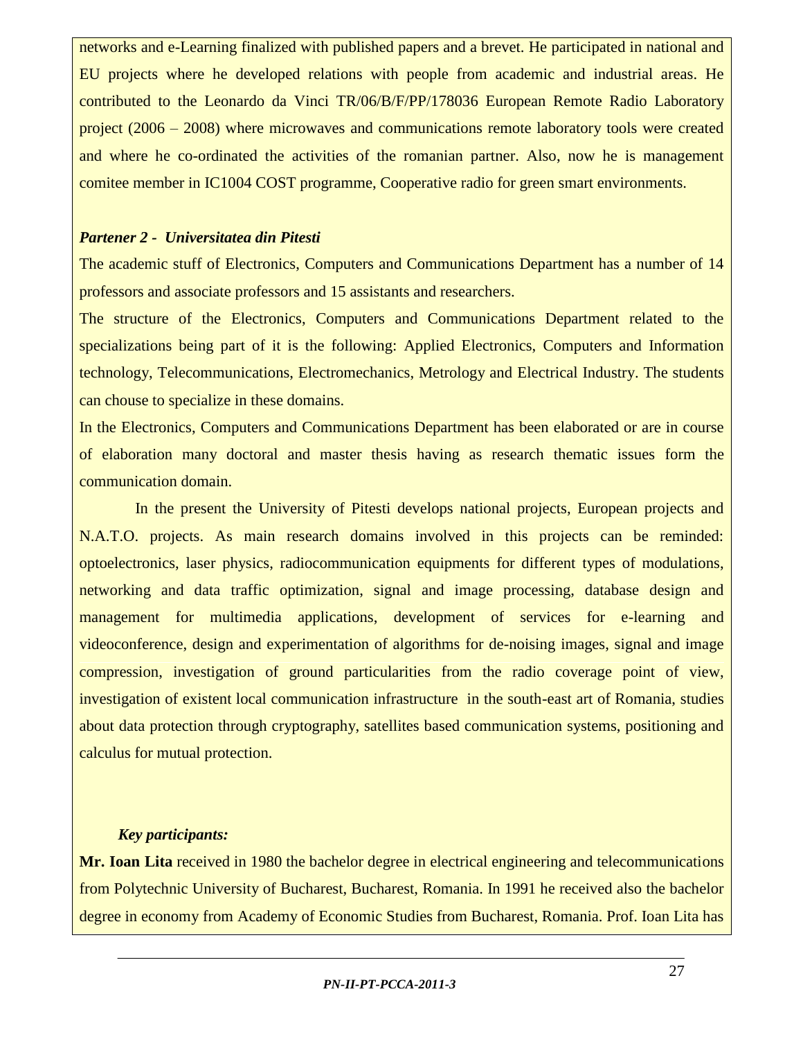networks and e-Learning finalized with published papers and a brevet. He participated in national and EU projects where he developed relations with people from academic and industrial areas. He contributed to the Leonardo da Vinci TR/06/B/F/PP/178036 European Remote Radio Laboratory project (2006 – 2008) where microwaves and communications remote laboratory tools were created and where he co-ordinated the activities of the romanian partner. Also, now he is management comitee member in IC1004 COST programme, Cooperative radio for green smart environments.

***Partener 2 - Universitatea din Pitesti***

The academic stuff of Electronics, Computers and Communications Department has a number of 14 professors and associate professors and 15 assistants and researchers.

The structure of the Electronics, Computers and Communications Department related to the specializations being part of it is the following: Applied Electronics, Computers and Information technology, Telecommunications, Electromechanics, Metrology and Electrical Industry. The students can chouse to specialize in these domains.

In the Electronics, Computers and Communications Department has been elaborated or are in course of elaboration many doctoral and master thesis having as research thematic issues form the communication domain.

In the present the University of Pitesti develops national projects, European projects and N.A.T.O. projects. As main research domains involved in this projects can be reminded: optoelectronics, laser physics, radiocommunication equipments for different types of modulations, networking and data traffic optimization, signal and image processing, database design and management for multimedia applications, development of services for e-learning and videoconference, design and experimentation of algorithms for de-noising images, signal and image compression, investigation of ground particularities from the radio coverage point of view, investigation of existent local communication infrastructure in the south-east art of Romania, studies about data protection through cryptography, satellites based communication systems, positioning and calculus for mutual protection.

***Key participants:***

**Mr. Ioan Lita** received in 1980 the bachelor degree in electrical engineering and telecommunications from Polytechnic University of Bucharest, Bucharest, Romania. In 1991 he received also the bachelor degree in economy from Academy of Economic Studies from Bucharest, Romania. Prof. Ioan Lita has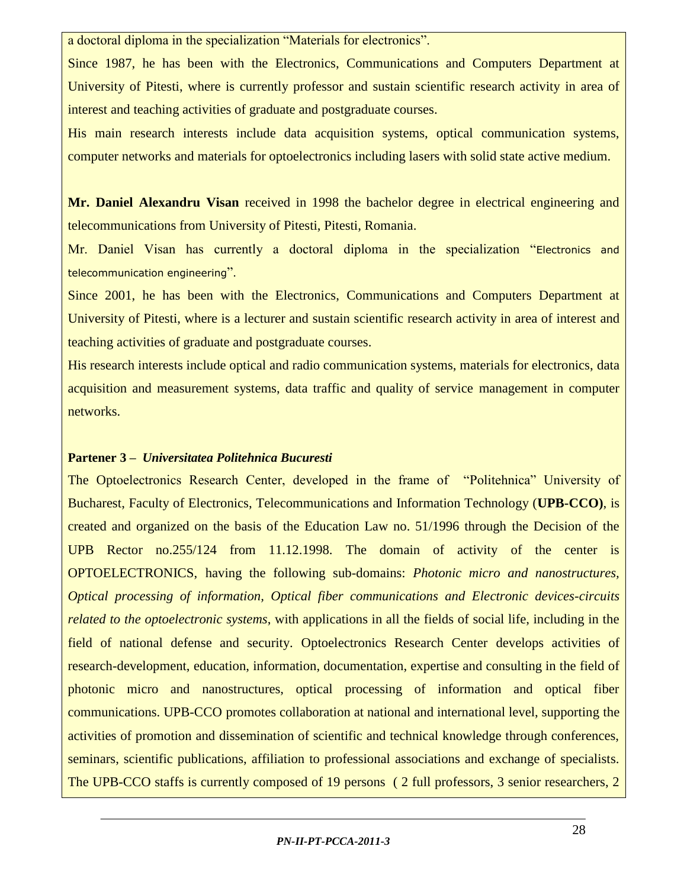a doctoral diploma in the specialization “Materials for electronics”.

Since 1987, he has been with the Electronics, Communications and Computers Department at University of Pitesti, where is currently professor and sustain scientific research activity in area of interest and teaching activities of graduate and postgraduate courses.

His main research interests include data acquisition systems, optical communication systems, computer networks and materials for optoelectronics including lasers with solid state active medium.

**Mr. Daniel Alexandru Visan** received in 1998 the bachelor degree in electrical engineering and telecommunications from University of Pitesti, Pitesti, Romania.

Mr. Daniel Visan has currently a doctoral diploma in the specialization “Electronics and telecommunication engineering”.

Since 2001, he has been with the Electronics, Communications and Computers Department at University of Pitesti, where is a lecturer and sustain scientific research activity in area of interest and teaching activities of graduate and postgraduate courses.

His research interests include optical and radio communication systems, materials for electronics, data acquisition and measurement systems, data traffic and quality of service management in computer networks.

**Partener 3 –** ***Universitatea Politehnica Bucuresti***

The Optoelectronics Research Center, developed in the frame of “Politehnica” University of Bucharest, Faculty of Electronics, Telecommunications and Information Technology (**UPB-CCO)**, is created and organized on the basis of the Education Law no. 51/1996 through the Decision of the UPB Rector no.255/124 from 11.12.1998. The domain of activity of the center is OPTOELECTRONICS, having the following sub-domains: *Photonic micro and nanostructures, Optical processing of information, Optical fiber communications and Electronic devices-circuits related to the optoelectronic systems*, with applications in all the fields of social life, including in the field of national defense and security. Optoelectronics Research Center develops activities of research-development, education, information, documentation, expertise and consulting in the field of photonic micro and nanostructures, optical processing of information and optical fiber communications. UPB-CCO promotes collaboration at national and international level, supporting the activities of promotion and dissemination of scientific and technical knowledge through conferences, seminars, scientific publications, affiliation to professional associations and exchange of specialists. The UPB-CCO staffs is currently composed of 19 persons ( 2 full professors, 3 senior researchers, 2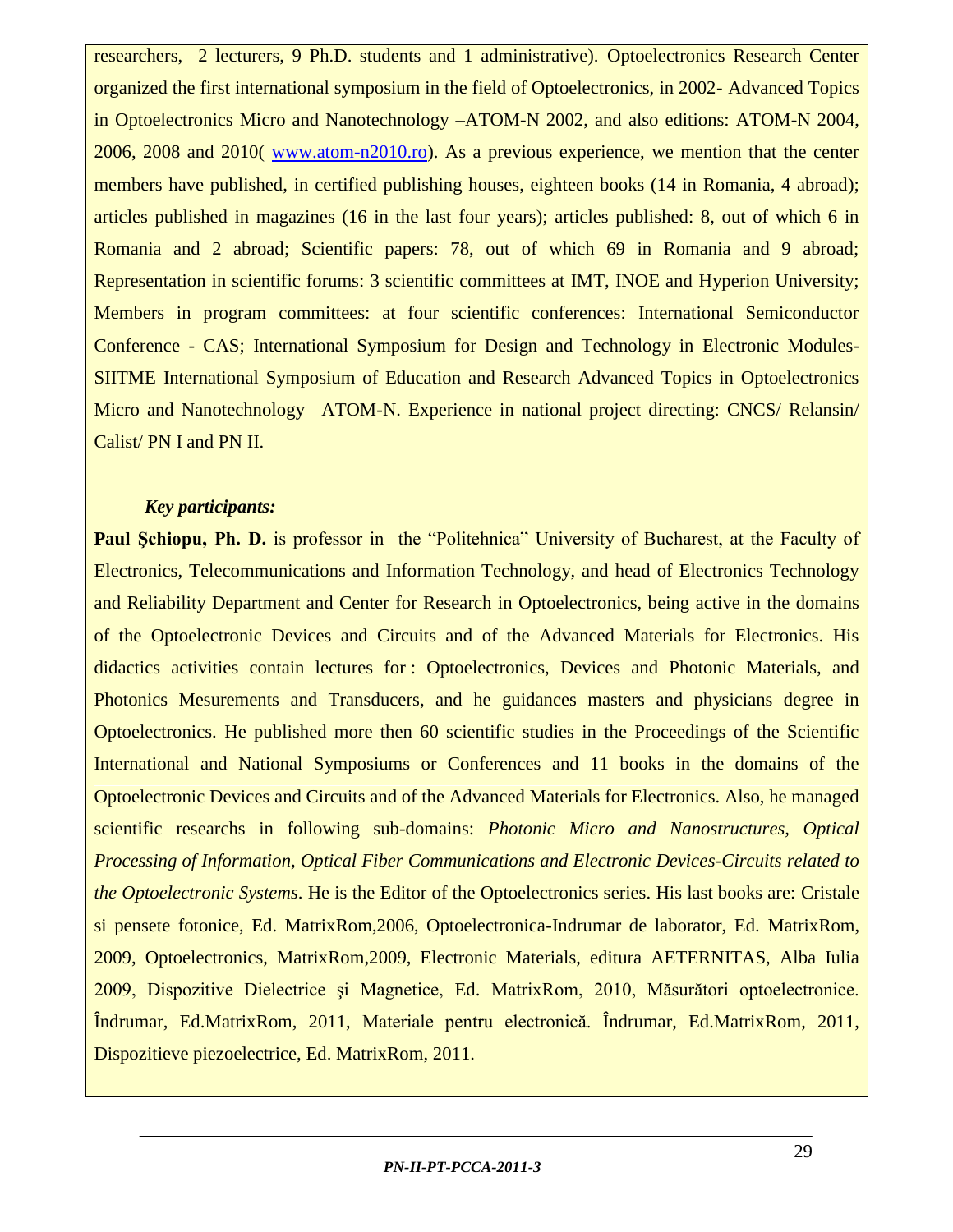researchers, 2 lecturers, 9 Ph.D. students and 1 administrative). Optoelectronics Research Center organized the first international symposium in the field of Optoelectronics, in 2002- Advanced Topics in Optoelectronics Micro and Nanotechnology –ATOM-N 2002, and also editions: ATOM-N 2004, 2006, 2008 and 2010( www.atom-n2010.ro). As a previous experience, we mention that the center members have published, in certified publishing houses, eighteen books (14 in Romania, 4 abroad); articles published in magazines (16 in the last four years); articles published: 8, out of which 6 in Romania and 2 abroad; Scientific papers: 78, out of which 69 in Romania and 9 abroad; Representation in scientific forums: 3 scientific committees at IMT, INOE and Hyperion University; Members in program committees: at four scientific conferences: International Semiconductor Conference - CAS; International Symposium for Design and Technology in Electronic Modules- SIITME International Symposium of Education and Research Advanced Topics in Optoelectronics Micro and Nanotechnology –ATOM-N. Experience in national project directing: CNCS/ Relansin/ Calist/ PN I and PN II.

***Key participants:***

**Paul Şchiopu, Ph. D.** is professor in the "Politehnica" University of Bucharest, at the Faculty of Electronics, Telecommunications and Information Technology, and head of Electronics Technology and Reliability Department and Center for Research in Optoelectronics, being active in the domains of the Optoelectronic Devices and Circuits and of the Advanced Materials for Electronics. His didactics activities contain lectures for : Optoelectronics, Devices and Photonic Materials, and Photonics Mesurements and Transducers, and he guidances masters and physicians degree in Optoelectronics. He published more then 60 scientific studies in the Proceedings of the Scientific International and National Symposiums or Conferences and 11 books in the domains of the Optoelectronic Devices and Circuits and of the Advanced Materials for Electronics. Also, he managed scientific researchs in following sub-domains: *Photonic Micro and Nanostructures, Optical Processing of Information, Optical Fiber Communications and Electronic Devices-Circuits related to the Optoelectronic Systems*. He is the Editor of the Optoelectronics series. His last books are: Cristale si pensete fotonice, Ed. MatrixRom,2006, Optoelectronica-Indrumar de laborator, Ed. MatrixRom, 2009, Optoelectronics, MatrixRom,2009, Electronic Materials, editura AETERNITAS, Alba Iulia 2009, Dispozitive Dielectrice şi Magnetice, Ed. MatrixRom, 2010, Măsurători optoelectronice. Îndrumar, Ed.MatrixRom, 2011, Materiale pentru electronică. Îndrumar, Ed.MatrixRom, 2011, Dispozitieve piezoelectrice, Ed. MatrixRom, 2011.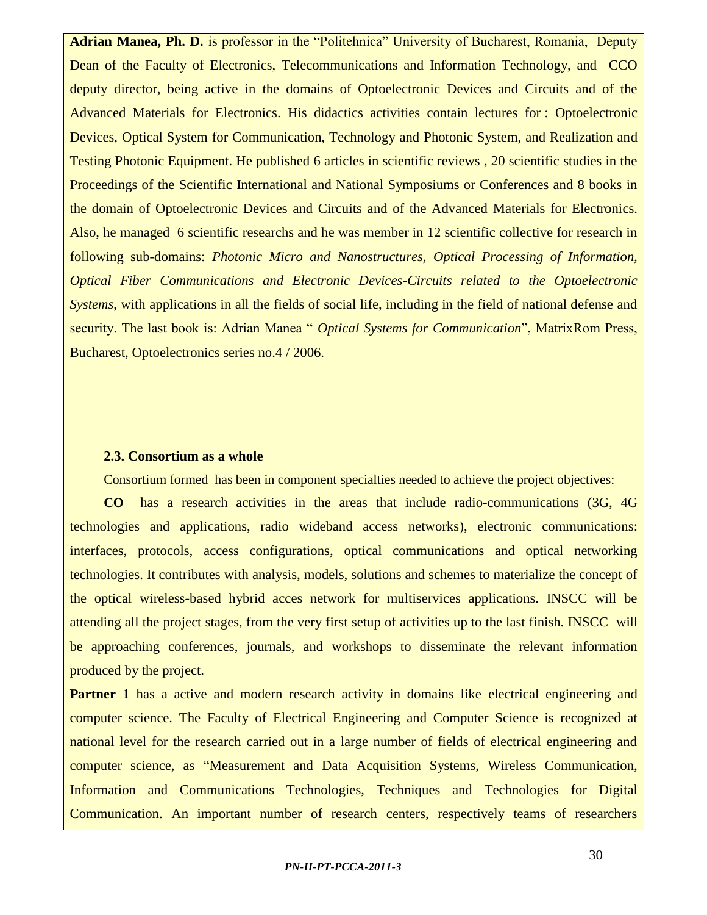**Adrian Manea, Ph. D.** is professor in the "Politehnica" University of Bucharest, Romania, Deputy Dean of the Faculty of Electronics, Telecommunications and Information Technology, and CCO deputy director, being active in the domains of Optoelectronic Devices and Circuits and of the Advanced Materials for Electronics. His didactics activities contain lectures for : Optoelectronic Devices, Optical System for Communication, Technology and Photonic System, and Realization and Testing Photonic Equipment. He published 6 articles in scientific reviews , 20 scientific studies in the Proceedings of the Scientific International and National Symposiums or Conferences and 8 books in the domain of Optoelectronic Devices and Circuits and of the Advanced Materials for Electronics. Also, he managed 6 scientific researchs and he was member in 12 scientific collective for research in following sub-domains: *Photonic Micro and Nanostructures*, *Optical Processing of Information, Optical Fiber Communications and Electronic Devices-Circuits related to the Optoelectronic Systems*, with applications in all the fields of social life, including in the field of national defense and security. The last book is: Adrian Manea " *Optical Systems for Communication*", MatrixRom Press, Bucharest, Optoelectronics series no.4 / 2006.

### 2.3. Consortium as a whole

Consortium formed has been in component specialties needed to achieve the project objectives:

**CO** has a research activities in the areas that include radio-communications (3G, 4G technologies and applications, radio wideband access networks), electronic communications: interfaces, protocols, access configurations, optical communications and optical networking technologies. It contributes with analysis, models, solutions and schemes to materialize the concept of the optical wireless-based hybrid acces network for multiservices applications. INSCC will be attending all the project stages, from the very first setup of activities up to the last finish. INSCC will be approaching conferences, journals, and workshops to disseminate the relevant information produced by the project.

**Partner 1** has a active and modern research activity in domains like electrical engineering and computer science. The Faculty of Electrical Engineering and Computer Science is recognized at national level for the research carried out in a large number of fields of electrical engineering and computer science, as "Measurement and Data Acquisition Systems, Wireless Communication, Information and Communications Technologies, Techniques and Technologies for Digital Communication. An important number of research centers, respectively teams of researchers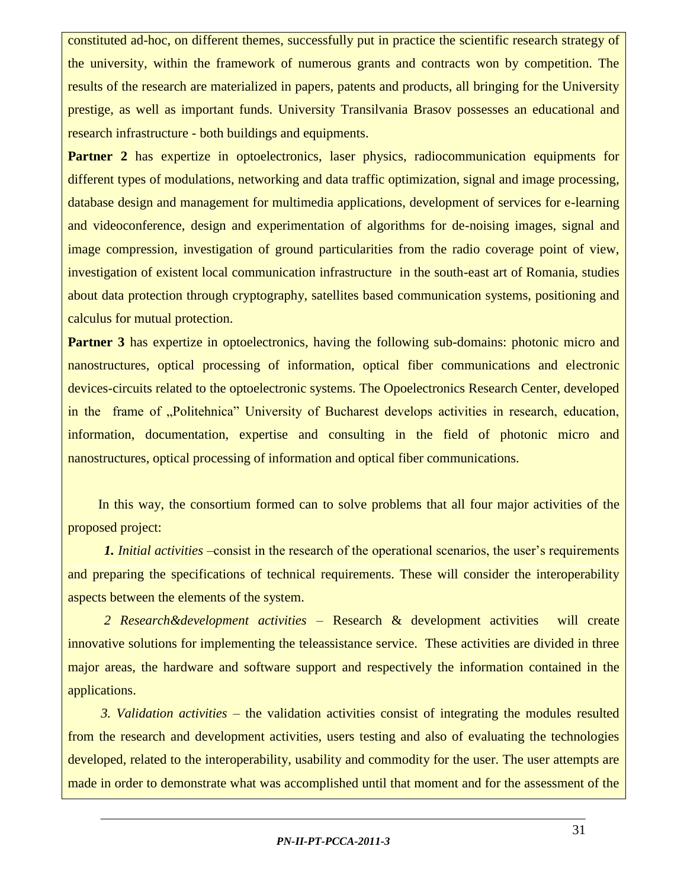constituted ad-hoc, on different themes, successfully put in practice the scientific research strategy of the university, within the framework of numerous grants and contracts won by competition. The results of the research are materialized in papers, patents and products, all bringing for the University prestige, as well as important funds. University Transilvania Brasov possesses an educational and research infrastructure - both buildings and equipments.

**Partner 2** has expertize in optoelectronics, laser physics, radiocommunication equipments for different types of modulations, networking and data traffic optimization, signal and image processing, database design and management for multimedia applications, development of services for e-learning and videoconference, design and experimentation of algorithms for de-noising images, signal and image compression, investigation of ground particularities from the radio coverage point of view, investigation of existent local communication infrastructure in the south-east art of Romania, studies about data protection through cryptography, satellites based communication systems, positioning and calculus for mutual protection.

**Partner 3** has expertize in optoelectronics, having the following sub-domains: photonic micro and nanostructures, optical processing of information, optical fiber communications and electronic devices-circuits related to the optoelectronic systems. The Opoelectronics Research Center, developed in the frame of „Politehnica" University of Bucharest develops activities in research, education, information, documentation, expertise and consulting in the field of photonic micro and nanostructures, optical processing of information and optical fiber communications.

In this way, the consortium formed can to solve problems that all four major activities of the proposed project:

***1.** Initial activities* –consist in the research of the operational scenarios, the user's requirements and preparing the specifications of technical requirements. These will consider the interoperability aspects between the elements of the system.

*2 Research&development activities* – Research & development activities will create innovative solutions for implementing the teleassistance service. These activities are divided in three major areas, the hardware and software support and respectively the information contained in the applications.

*3. Validation activities* – the validation activities consist of integrating the modules resulted from the research and development activities, users testing and also of evaluating the technologies developed, related to the interoperability, usability and commodity for the user. The user attempts are made in order to demonstrate what was accomplished until that moment and for the assessment of the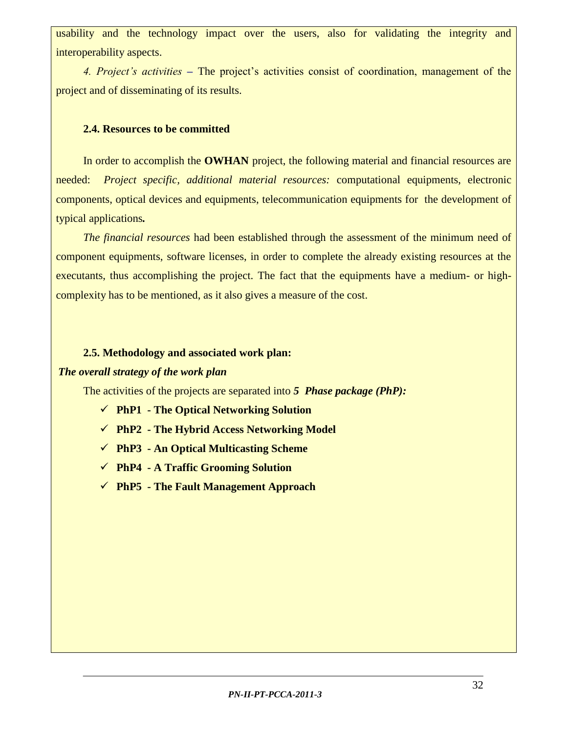usability and the technology impact over the users, also for validating the integrity and interoperability aspects.

*4. Project's activities* – The project's activities consist of coordination, management of the project and of disseminating of its results.

### 2.4. Resources to be committed

In order to accomplish the **OWHAN** project, the following material and financial resources are needed: *Project specific, additional material resources:* computational equipments, electronic components, optical devices and equipments, telecommunication equipments for the development of typical applications**.**

*The financial resources* had been established through the assessment of the minimum need of component equipments, software licenses, in order to complete the already existing resources at the executants, thus accomplishing the project. The fact that the equipments have a medium- or high-complexity has to be mentioned, as it also gives a measure of the cost.

### 2.5. Methodology and associated work plan:

***The overall strategy of the work plan***

The activities of the projects are separated into ***5 Phase package (PhP):***

- ✓ **PhP1 - The Optical Networking Solution**
- ✓ **PhP2 - The Hybrid Access Networking Model**
- ✓ **PhP3 - An Optical Multicasting Scheme**
- ✓ **PhP4 - A Traffic Grooming Solution**
- ✓ **PhP5 - The Fault Management Approach**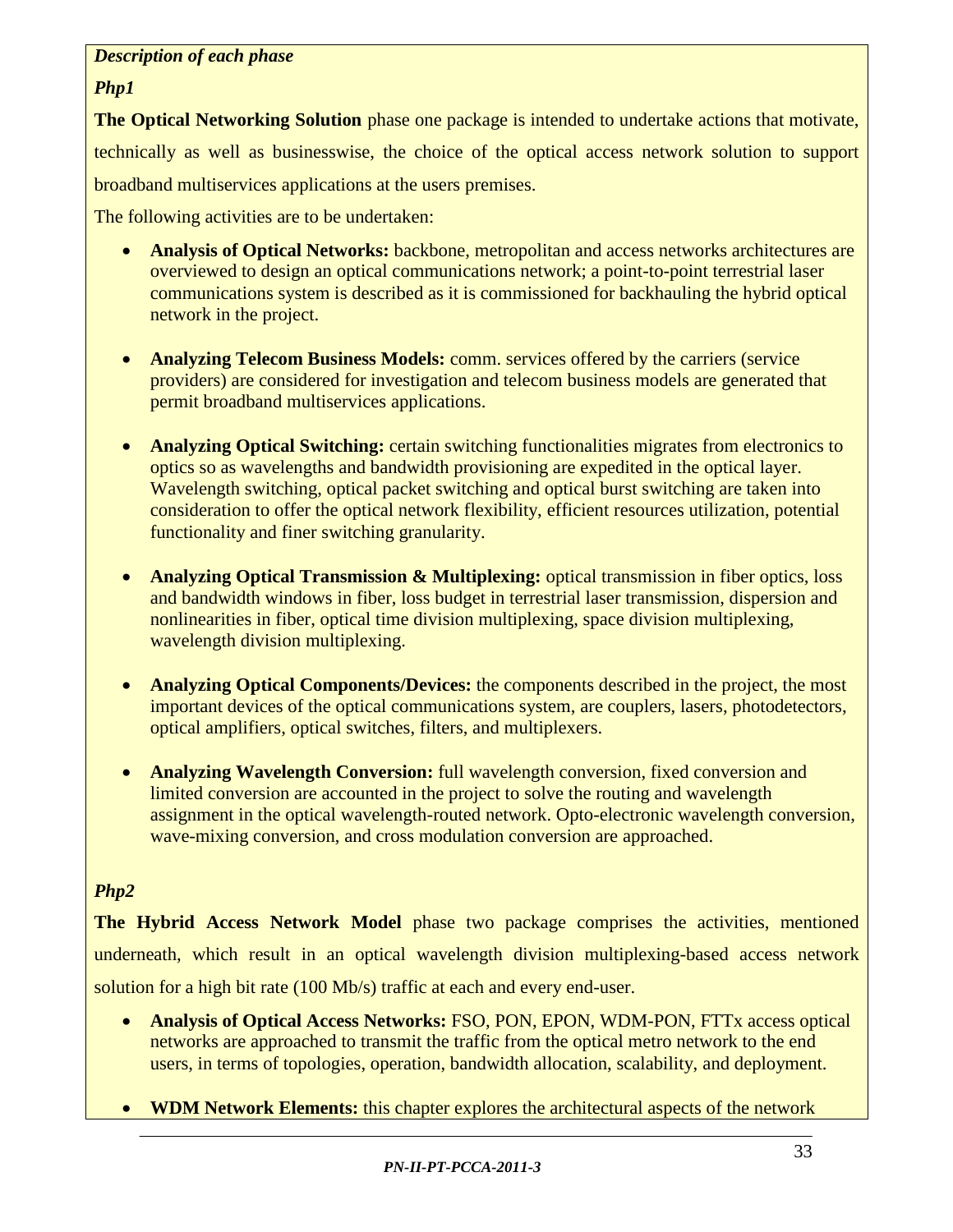*Description of each phase*

***Php1***

**The Optical Networking Solution** phase one package is intended to undertake actions that motivate, technically as well as businesswise, the choice of the optical access network solution to support broadband multiservices applications at the users premises.

The following activities are to be undertaken:

- **Analysis of Optical Networks:** backbone, metropolitan and access networks architectures are overviewed to design an optical communications network; a point-to-point terrestrial laser communications system is described as it is commissioned for backhauling the hybrid optical network in the project.
- **Analyzing Telecom Business Models:** comm. services offered by the carriers (service providers) are considered for investigation and telecom business models are generated that permit broadband multiservices applications.
- **Analyzing Optical Switching:** certain switching functionalities migrates from electronics to optics so as wavelengths and bandwidth provisioning are expedited in the optical layer. Wavelength switching, optical packet switching and optical burst switching are taken into consideration to offer the optical network flexibility, efficient resources utilization, potential functionality and finer switching granularity.
- **Analyzing Optical Transmission & Multiplexing:** optical transmission in fiber optics, loss and bandwidth windows in fiber, loss budget in terrestrial laser transmission, dispersion and nonlinearities in fiber, optical time division multiplexing, space division multiplexing, wavelength division multiplexing.
- **Analyzing Optical Components/Devices:** the components described in the project, the most important devices of the optical communications system, are couplers, lasers, photodetectors, optical amplifiers, optical switches, filters, and multiplexers.
- **Analyzing Wavelength Conversion:** full wavelength conversion, fixed conversion and limited conversion are accounted in the project to solve the routing and wavelength assignment in the optical wavelength-routed network. Opto-electronic wavelength conversion, wave-mixing conversion, and cross modulation conversion are approached.

***Php2***

**The Hybrid Access Network Model** phase two package comprises the activities, mentioned underneath, which result in an optical wavelength division multiplexing-based access network solution for a high bit rate (100 Mb/s) traffic at each and every end-user.

- **Analysis of Optical Access Networks:** FSO, PON, EPON, WDM-PON, FTTx access optical networks are approached to transmit the traffic from the optical metro network to the end users, in terms of topologies, operation, bandwidth allocation, scalability, and deployment.
- **WDM Network Elements:** this chapter explores the architectural aspects of the network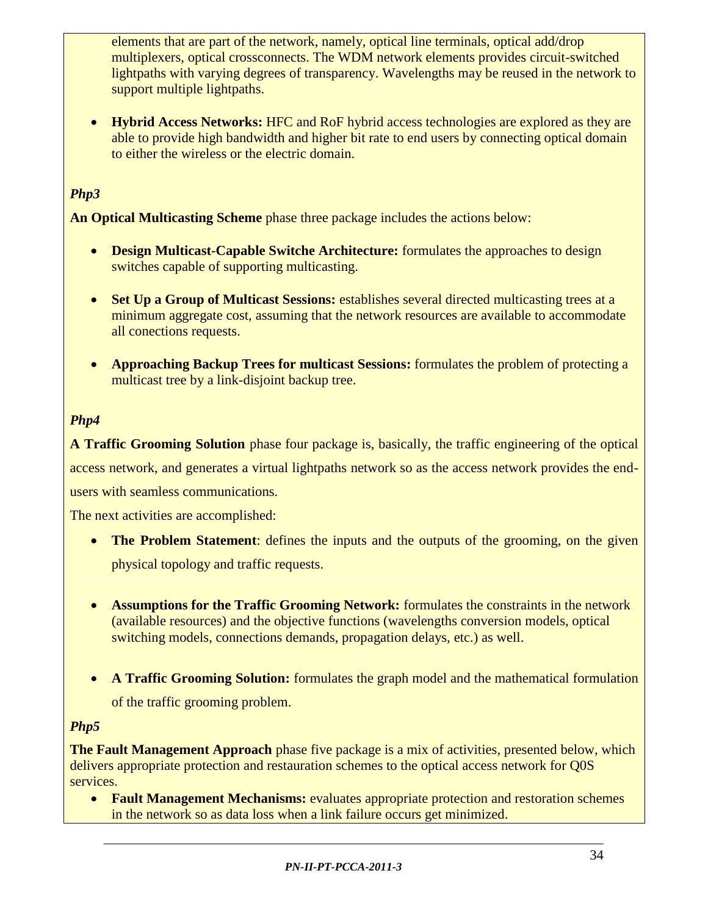elements that are part of the network, namely, optical line terminals, optical add/drop multiplexers, optical crossconnects. The WDM network elements provides circuit-switched lightpaths with varying degrees of transparency. Wavelengths may be reused in the network to support multiple lightpaths.

- **Hybrid Access Networks:** HFC and RoF hybrid access technologies are explored as they are able to provide high bandwidth and higher bit rate to end users by connecting optical domain to either the wireless or the electric domain.

***Php3***

**An Optical Multicasting Scheme** phase three package includes the actions below:

- **Design Multicast-Capable Switche Architecture:** formulates the approaches to design switches capable of supporting multicasting.
- **Set Up a Group of Multicast Sessions:** establishes several directed multicasting trees at a minimum aggregate cost, assuming that the network resources are available to accommodate all conections requests.
- **Approaching Backup Trees for multicast Sessions:** formulates the problem of protecting a multicast tree by a link-disjoint backup tree.

***Php4***

**A Traffic Grooming Solution** phase four package is, basically, the traffic engineering of the optical access network, and generates a virtual lightpaths network so as the access network provides the end-users with seamless communications.

The next activities are accomplished:

- **The Problem Statement**: defines the inputs and the outputs of the grooming, on the given physical topology and traffic requests.
- **Assumptions for the Traffic Grooming Network:** formulates the constraints in the network (available resources) and the objective functions (wavelengths conversion models, optical switching models, connections demands, propagation delays, etc.) as well.
- **A Traffic Grooming Solution:** formulates the graph model and the mathematical formulation of the traffic grooming problem.

***Php5***

**The Fault Management Approach** phase five package is a mix of activities, presented below, which delivers appropriate protection and restauration schemes to the optical access network for Q0S services.

- **Fault Management Mechanisms:** evaluates appropriate protection and restoration schemes in the network so as data loss when a link failure occurs get minimized.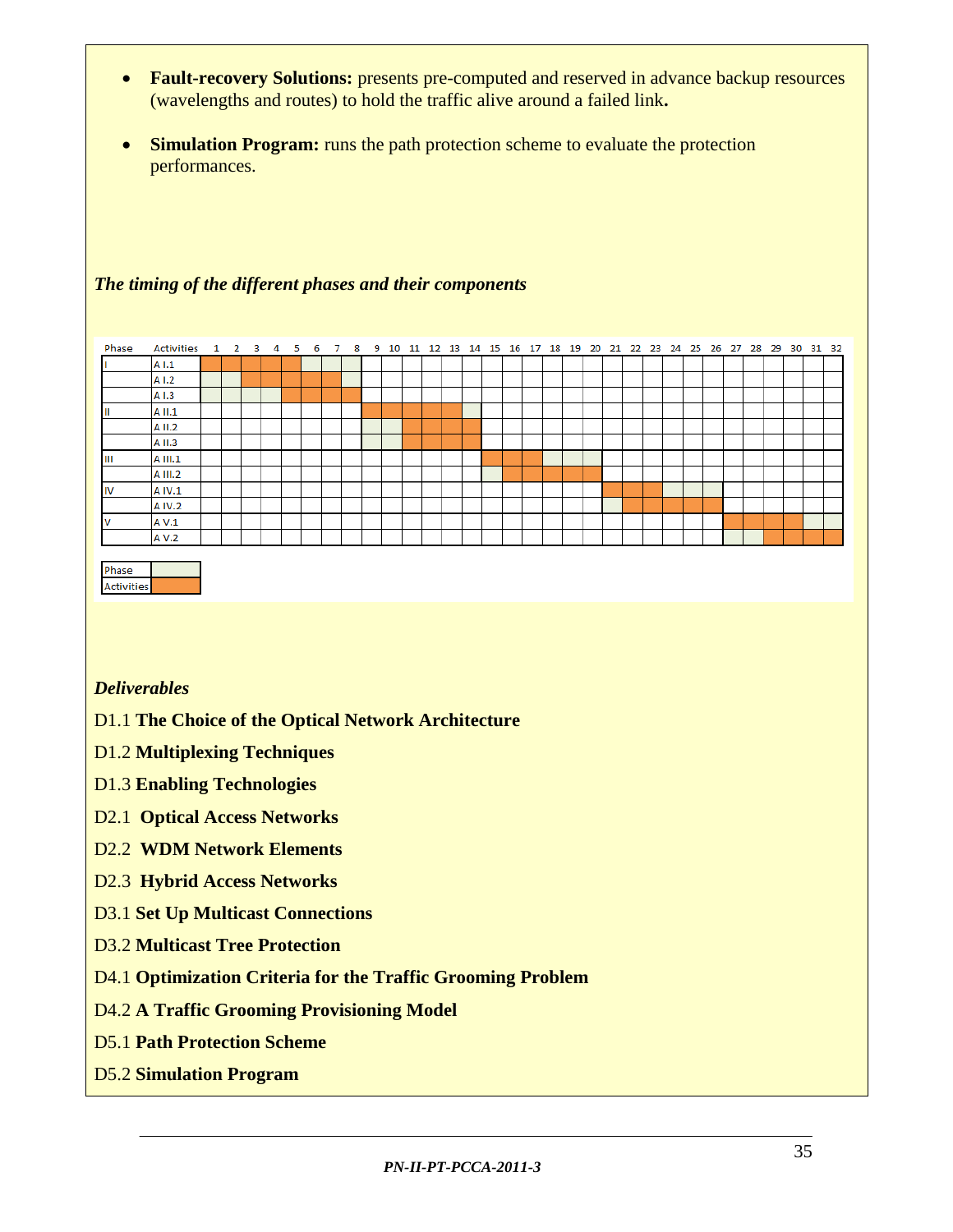- **Fault-recovery Solutions:** presents pre-computed and reserved in advance backup resources (wavelengths and routes) to hold the traffic alive around a failed link**.**

- **Simulation Program:** runs the path protection scheme to evaluate the protection performances.

***The timing of the different phases and their components***

| Phase | Activities | 1 | 2 | 3 | 4 | 5 | 6 | 7 | 8 | 9 | 10 | 11 | 12 | 13 | 14 | 15 | 16 | 17 | 18 | 19 | 20 | 21 | 22 | 23 | 24 | 25 | 26 | 27 | 28 | 29 | 30 | 31 | 32 |
|---|---|---|---|---|---|---|---|---|---|---|---|---|---|---|---|---|---|---|---|---|---|---|---|---|---|---|---|---|---|---|---|---|---|
| I | A I.1 | A | A | A | A | A | P | P | P | | | | | | | | | | | | | | | | | | | | | | | | |
| | A I.2 | P | P | A | A | A | A | A | P | | | | | | | | | | | | | | | | | | | | | | | | |
| | A I.3 | P | P | P | P | A | A | A | A | | | | | | | | | | | | | | | | | | | | | | | | |
| II | A II.1 | | | | | | | | | A | A | A | A | A | P | | | | | | | | | | | | | | | | | | |
| | A II.2 | | | | | | | | | P | P | A | A | A | A | | | | | | | | | | | | | | | | | | |
| | A II.3 | | | | | | | | | P | P | A | A | A | A | | | | | | | | | | | | | | | | | | |
| III | A III.1 | | | | | | | | | | | | | | | A | A | A | P | P | P | | | | | | | | | | | | |
| | A III.2 | | | | | | | | | | | | | | | P | A | A | A | A | A | | | | | | | | | | | | |
| IV | A IV.1 | | | | | | | | | | | | | | | | | | | | | A | A | A | P | P | P | | | | | | |
| | A IV.2 | | | | | | | | | | | | | | | | | | | | | P | A | A | A | A | A | | | | | | |
| V | A V.1 | | | | | | | | | | | | | | | | | | | | | | | | | | | A | A | A | A | P | P |
| | A V.2 | | | | | | | | | | | | | | | | | | | | | | | | | | | P | P | A | A | A | A |

| | |
|---|---|
| Phase | P |
| Activities | A |

***Deliverables***

D1.1 **The Choice of the Optical Network Architecture**

D1.2 **Multiplexing Techniques**

D1.3 **Enabling Technologies**

D2.1 **Optical Access Networks**

D2.2 **WDM Network Elements**

D2.3 **Hybrid Access Networks**

D3.1 **Set Up Multicast Connections**

D3.2 **Multicast Tree Protection**

D4.1 **Optimization Criteria for the Traffic Grooming Problem**

D4.2 **A Traffic Grooming Provisioning Model**

D5.1 **Path Protection Scheme**

D5.2 **Simulation Program**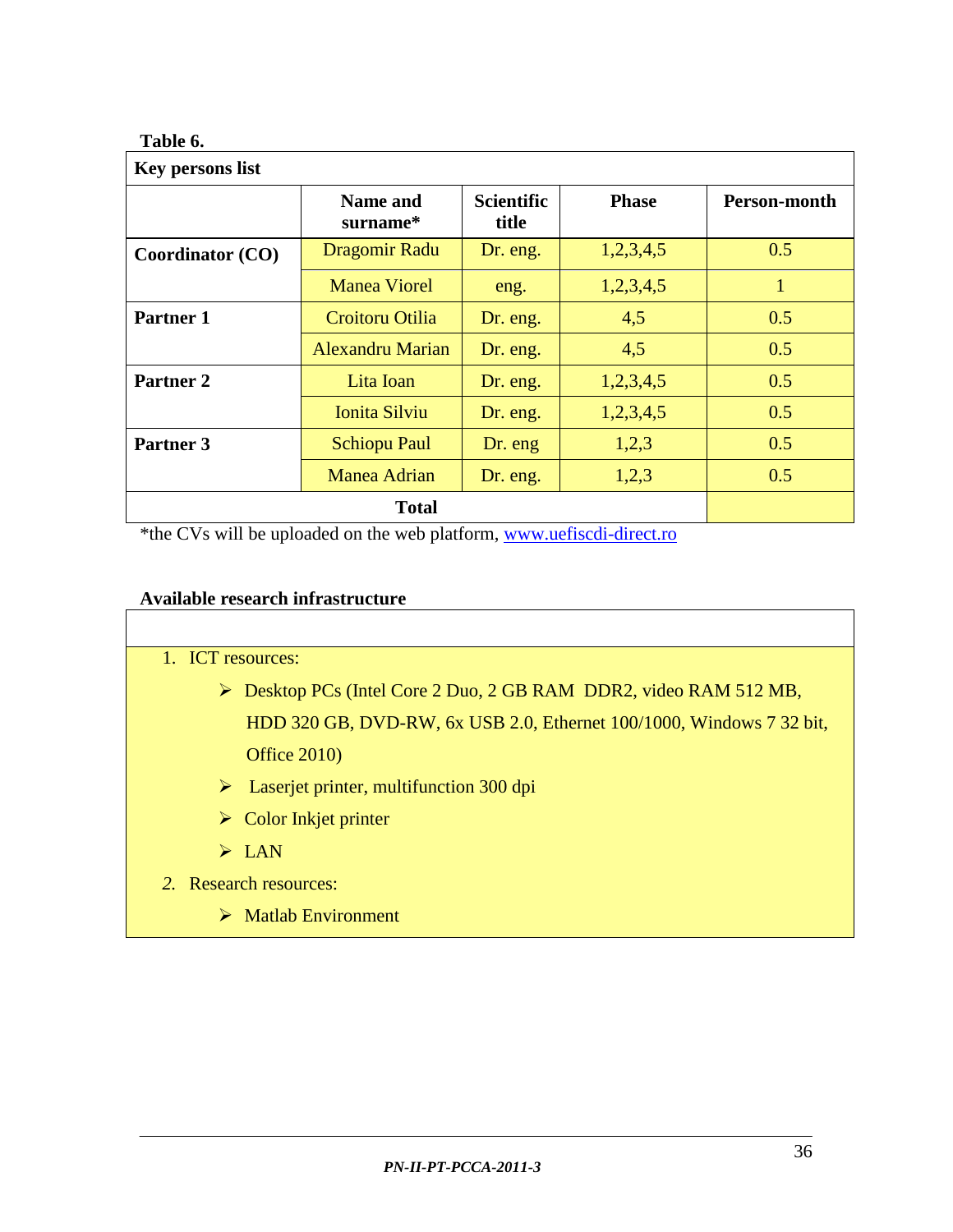**Table 6.**

| Key persons list | | | | |
|---|---|---|---|---|
| | **Name and surname*** | **Scientific title** | **Phase** | **Person-month** |
| **Coordinator (CO)** | Dragomir Radu | Dr. eng. | 1,2,3,4,5 | 0.5 |
| | Manea Viorel | eng. | 1,2,3,4,5 | 1 |
| **Partner 1** | Croitoru Otilia | Dr. eng. | 4,5 | 0.5 |
| | Alexandru Marian | Dr. eng. | 4,5 | 0.5 |
| **Partner 2** | Lita Ioan | Dr. eng. | 1,2,3,4,5 | 0.5 |
| | Ionita Silviu | Dr. eng. | 1,2,3,4,5 | 0.5 |
| **Partner 3** | Schiopu Paul | Dr. eng | 1,2,3 | 0.5 |
| | Manea Adrian | Dr. eng. | 1,2,3 | 0.5 |
| **Total** | | | | |

*the CVs will be uploaded on the web platform, www.uefiscdi-direct.ro

**Available research infrastructure**

1. ICT resources:
   - Desktop PCs (Intel Core 2 Duo, 2 GB RAM DDR2, video RAM 512 MB, HDD 320 GB, DVD-RW, 6x USB 2.0, Ethernet 100/1000, Windows 7 32 bit, Office 2010)
   - Laserjet printer, multifunction 300 dpi
   - Color Inkjet printer
   - LAN
2. Research resources:
   - Matlab Environment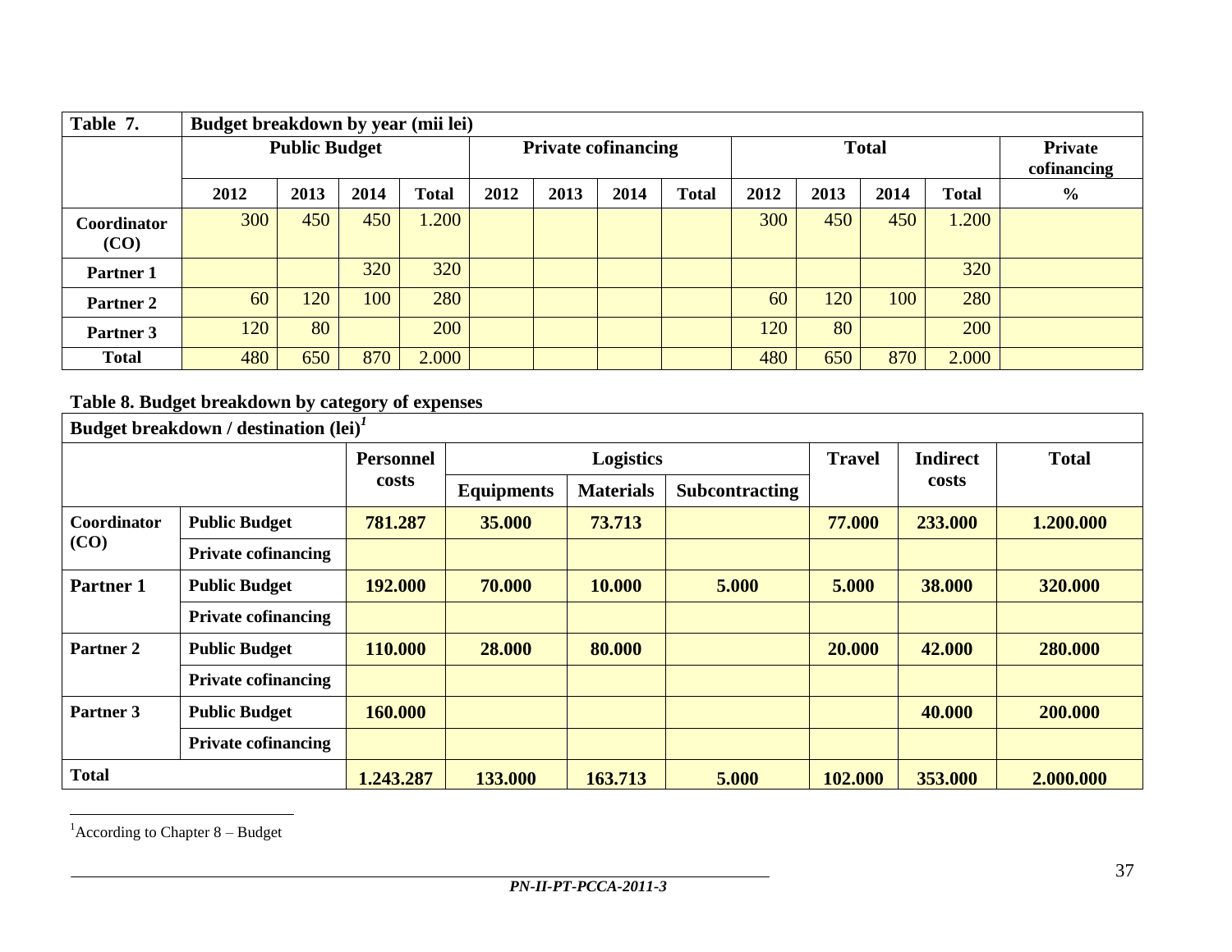| Table 7. | Budget breakdown by year (mii lei) | | | | | | | | | | | | |
|---|---|---|---|---|---|---|---|---|---|---|---|---|---|
| | Public Budget | | | | Private cofinancing | | | | Total | | | | Private cofinancing |
| | 2012 | 2013 | 2014 | Total | 2012 | 2013 | 2014 | Total | 2012 | 2013 | 2014 | Total | % |
| **Coordinator (CO)** | 300 | 450 | 450 | 1.200 | | | | | 300 | 450 | 450 | 1.200 | |
| **Partner 1** | | | 320 | 320 | | | | | | | | 320 | |
| **Partner 2** | 60 | 120 | 100 | 280 | | | | | 60 | 120 | 100 | 280 | |
| **Partner 3** | 120 | 80 | | 200 | | | | | 120 | 80 | | 200 | |
| **Total** | 480 | 650 | 870 | 2.000 | | | | | 480 | 650 | 870 | 2.000 | |

**Table 8. Budget breakdown by category of expenses**

| Budget breakdown / destination (lei)[1] | | | | | | | | |
|---|---|---|---|---|---|---|---|---|
| | | Personnel costs | Logistics | | | Travel | Indirect costs | Total |
| | | | Equipments | Materials | Subcontracting | | | |
| **Coordinator (CO)** | **Public Budget** | **781.287** | **35.000** | **73.713** | | **77.000** | **233.000** | **1.200.000** |
| | **Private cofinancing** | | | | | | | |
| **Partner 1** | **Public Budget** | **192.000** | **70.000** | **10.000** | **5.000** | **5.000** | **38.000** | **320.000** |
| | **Private cofinancing** | | | | | | | |
| **Partner 2** | **Public Budget** | **110.000** | **28.000** | **80.000** | | **20.000** | **42.000** | **280.000** |
| | **Private cofinancing** | | | | | | | |
| **Partner 3** | **Public Budget** | **160.000** | | | | | **40.000** | **200.000** |
| | **Private cofinancing** | | | | | | | |
| **Total** | | **1.243.287** | **133.000** | **163.713** | **5.000** | **102.000** | **353.000** | **2.000.000** |

[1] According to Chapter 8 – Budget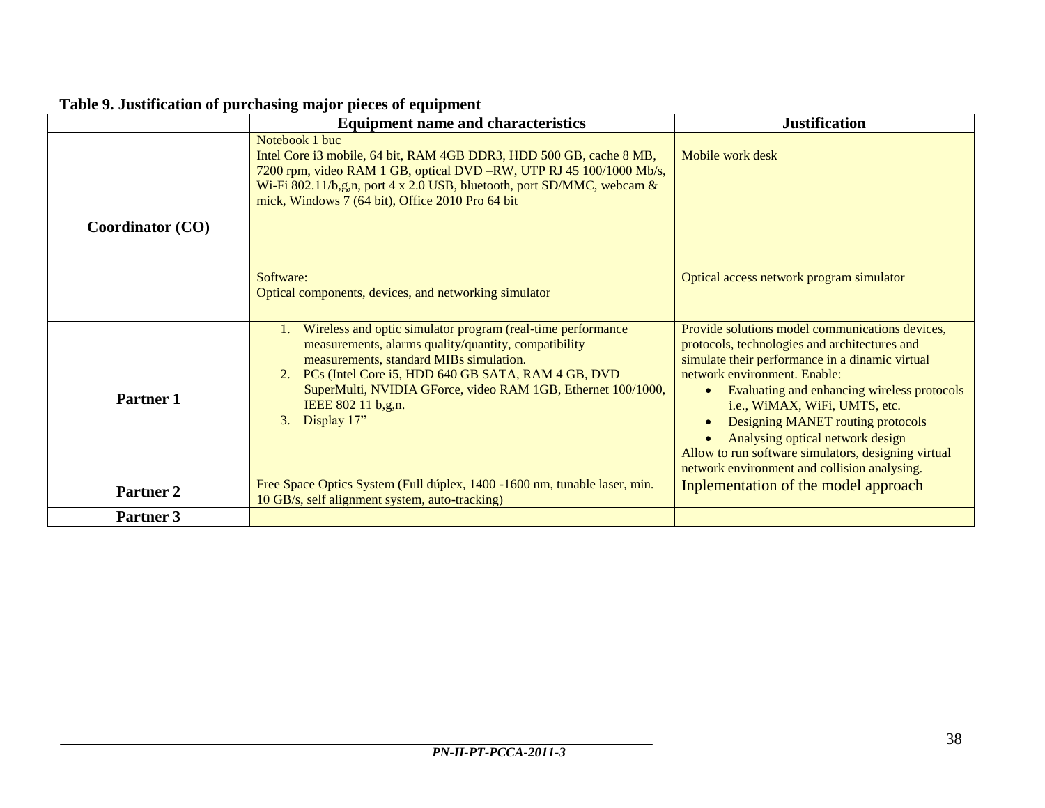**Table 9. Justification of purchasing major pieces of equipment**

| | Equipment name and characteristics | Justification |
|---|---|---|
| **Coordinator (CO)** | Notebook 1 buc<br>Intel Core i3 mobile, 64 bit, RAM 4GB DDR3, HDD 500 GB, cache 8 MB, 7200 rpm, video RAM 1 GB, optical DVD –RW, UTP RJ 45 100/1000 Mb/s, Wi-Fi 802.11/b,g,n, port 4 x 2.0 USB, bluetooth, port SD/MMC, webcam & mick, Windows 7 (64 bit), Office 2010 Pro 64 bit | Mobile work desk |
| | Software:<br>Optical components, devices, and networking simulator | Optical access network program simulator |
| **Partner 1** | 1. Wireless and optic simulator program (real-time performance measurements, alarms quality/quantity, compatibility measurements, standard MIBs simulation.<br>2. PCs (Intel Core i5, HDD 640 GB SATA, RAM 4 GB, DVD SuperMulti, NVIDIA GForce, video RAM 1GB, Ethernet 100/1000, IEEE 802 11 b,g,n.<br>3. Display 17" | Provide solutions model communications devices, protocols, technologies and architectures and simulate their performance in a dinamic virtual network environment. Enable:<br>• Evaluating and enhancing wireless protocols i.e., WiMAX, WiFi, UMTS, etc.<br>• Designing MANET routing protocols<br>• Analysing optical network design<br>Allow to run software simulators, designing virtual network environment and collision analysing. |
| **Partner 2** | Free Space Optics System (Full dúplex, 1400 -1600 nm, tunable laser, min. 10 GB/s, self alignment system, auto-tracking) | Inplementation of the model approach |
| **Partner 3** | | |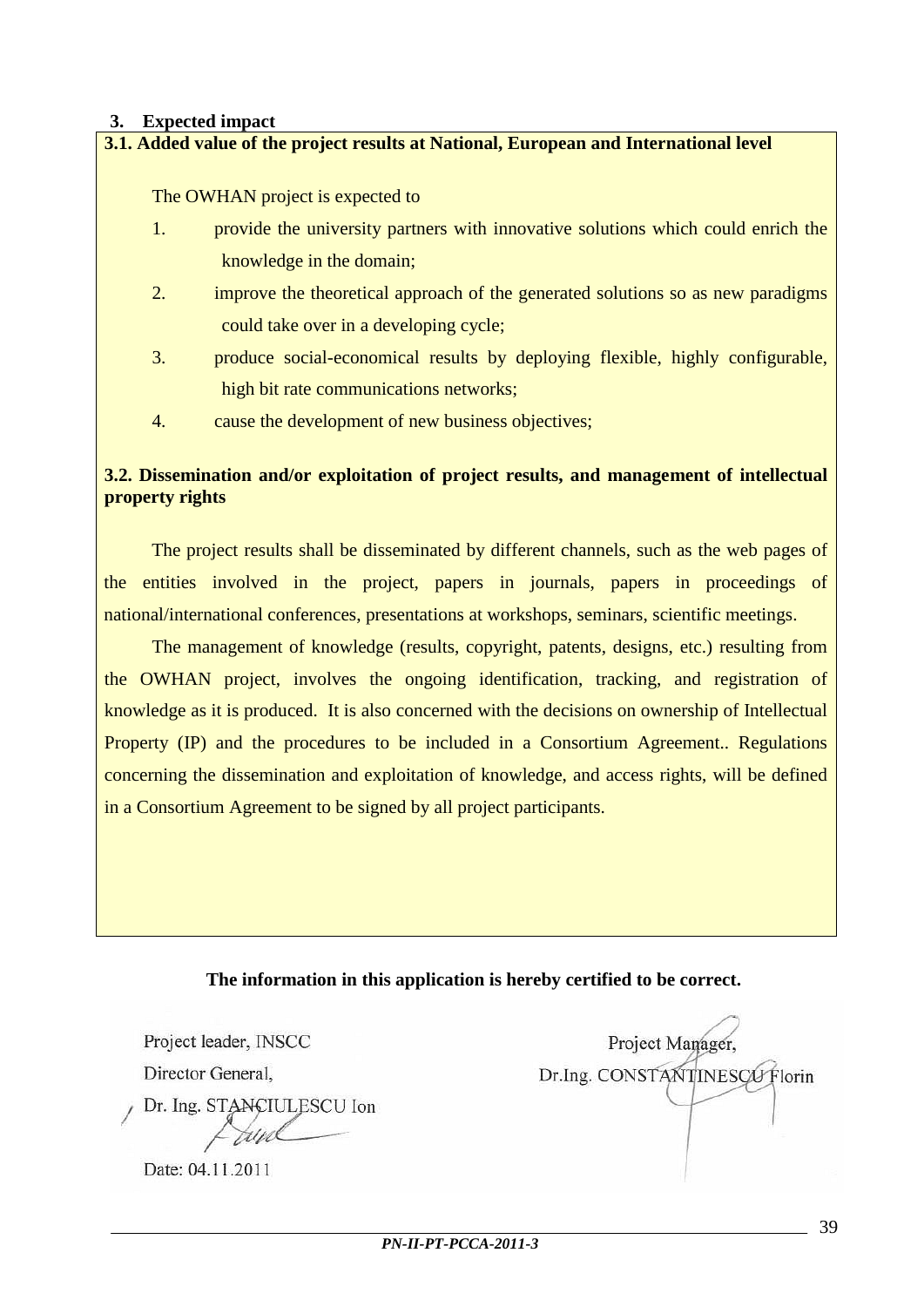## 3. Expected impact

### 3.1. Added value of the project results at National, European and International level

The OWHAN project is expected to

1. provide the university partners with innovative solutions which could enrich the knowledge in the domain;
2. improve the theoretical approach of the generated solutions so as new paradigms could take over in a developing cycle;
3. produce social-economical results by deploying flexible, highly configurable, high bit rate communications networks;
4. cause the development of new business objectives;

### 3.2. Dissemination and/or exploitation of project results, and management of intellectual property rights

The project results shall be disseminated by different channels, such as the web pages of the entities involved in the project, papers in journals, papers in proceedings of national/international conferences, presentations at workshops, seminars, scientific meetings.

The management of knowledge (results, copyright, patents, designs, etc.) resulting from the OWHAN project, involves the ongoing identification, tracking, and registration of knowledge as it is produced. It is also concerned with the decisions on ownership of Intellectual Property (IP) and the procedures to be included in a Consortium Agreement.. Regulations concerning the dissemination and exploitation of knowledge, and access rights, will be defined in a Consortium Agreement to be signed by all project participants.

**The information in this application is hereby certified to be correct.**

Project leader, INSCC
Director General,
Dr. Ing. STANCIULESCU Ion

Date: 04.11.2011

Project Manager,
Dr.Ing. CONSTANTINESCU Florin